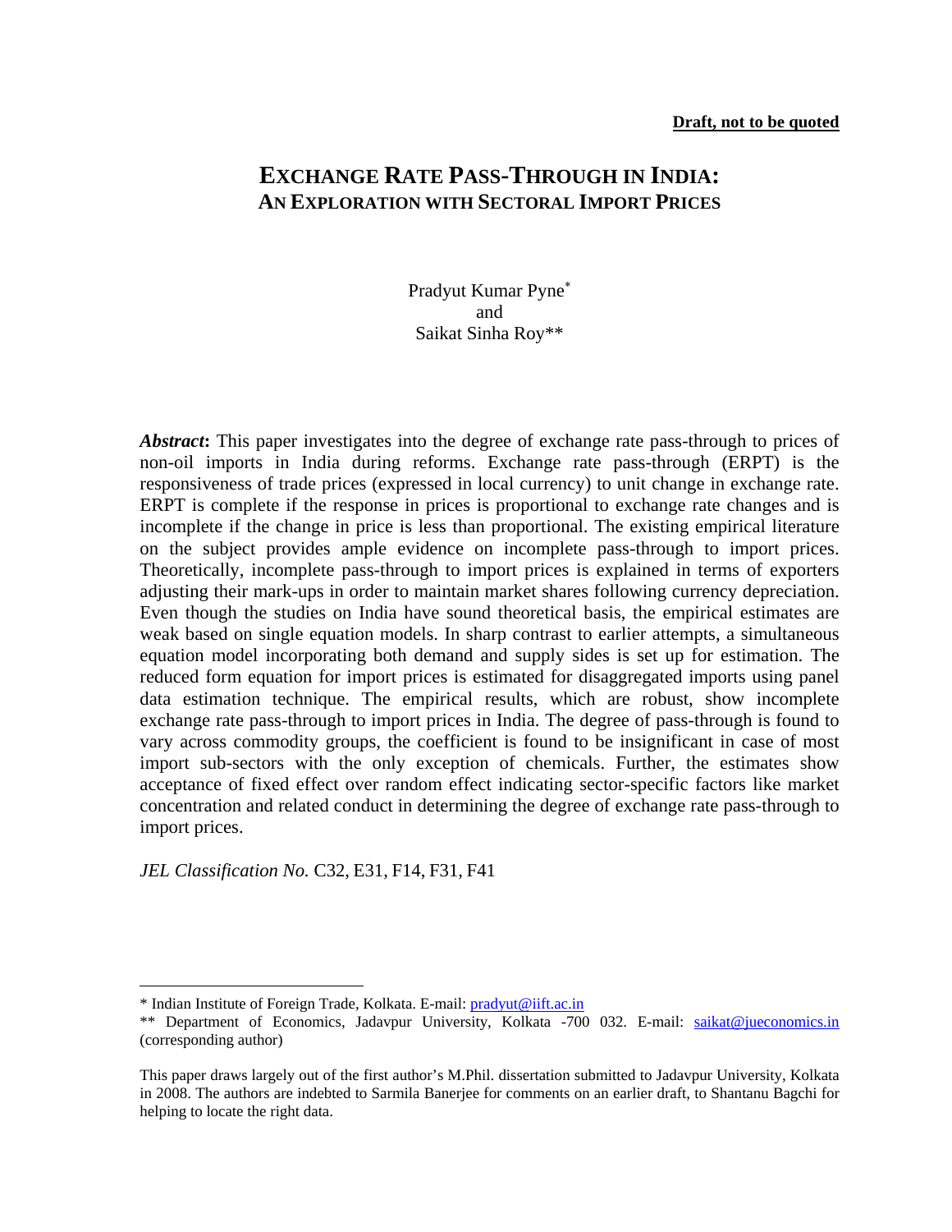**Draft, not to be quoted**

# EXCHANGE RATE PASS-THROUGH IN INDIA: AN EXPLORATION WITH SECTORAL IMPORT PRICES

Pradyut Kumar Pyne*
and
Saikat Sinha Roy**

***Abstract*:** This paper investigates into the degree of exchange rate pass-through to prices of non-oil imports in India during reforms. Exchange rate pass-through (ERPT) is the responsiveness of trade prices (expressed in local currency) to unit change in exchange rate. ERPT is complete if the response in prices is proportional to exchange rate changes and is incomplete if the change in price is less than proportional. The existing empirical literature on the subject provides ample evidence on incomplete pass-through to import prices. Theoretically, incomplete pass-through to import prices is explained in terms of exporters adjusting their mark-ups in order to maintain market shares following currency depreciation. Even though the studies on India have sound theoretical basis, the empirical estimates are weak based on single equation models. In sharp contrast to earlier attempts, a simultaneous equation model incorporating both demand and supply sides is set up for estimation. The reduced form equation for import prices is estimated for disaggregated imports using panel data estimation technique. The empirical results, which are robust, show incomplete exchange rate pass-through to import prices in India. The degree of pass-through is found to vary across commodity groups, the coefficient is found to be insignificant in case of most import sub-sectors with the only exception of chemicals. Further, the estimates show acceptance of fixed effect over random effect indicating sector-specific factors like market concentration and related conduct in determining the degree of exchange rate pass-through to import prices.

*JEL Classification No.* C32, E31, F14, F31, F41

---

* Indian Institute of Foreign Trade, Kolkata. E-mail: pradyut@iift.ac.in

** Department of Economics, Jadavpur University, Kolkata -700 032. E-mail: saikat@jueconomics.in (corresponding author)

This paper draws largely out of the first author's M.Phil. dissertation submitted to Jadavpur University, Kolkata in 2008. The authors are indebted to Sarmila Banerjee for comments on an earlier draft, to Shantanu Bagchi for helping to locate the right data.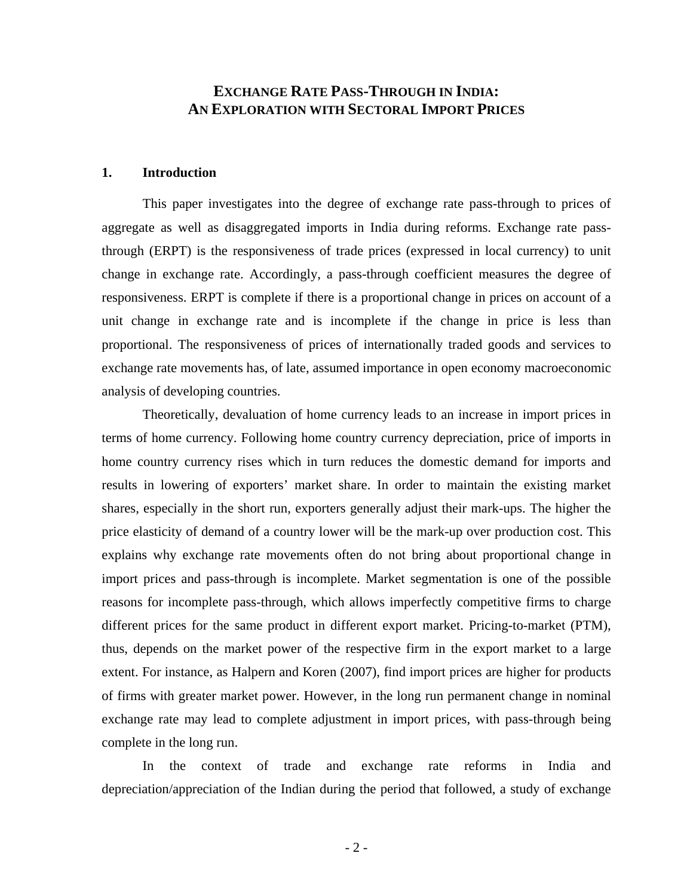# EXCHANGE RATE PASS-THROUGH IN INDIA: AN EXPLORATION WITH SECTORAL IMPORT PRICES

## 1. Introduction

This paper investigates into the degree of exchange rate pass-through to prices of aggregate as well as disaggregated imports in India during reforms. Exchange rate pass-through (ERPT) is the responsiveness of trade prices (expressed in local currency) to unit change in exchange rate. Accordingly, a pass-through coefficient measures the degree of responsiveness. ERPT is complete if there is a proportional change in prices on account of a unit change in exchange rate and is incomplete if the change in price is less than proportional. The responsiveness of prices of internationally traded goods and services to exchange rate movements has, of late, assumed importance in open economy macroeconomic analysis of developing countries.

Theoretically, devaluation of home currency leads to an increase in import prices in terms of home currency. Following home country currency depreciation, price of imports in home country currency rises which in turn reduces the domestic demand for imports and results in lowering of exporters' market share. In order to maintain the existing market shares, especially in the short run, exporters generally adjust their mark-ups. The higher the price elasticity of demand of a country lower will be the mark-up over production cost. This explains why exchange rate movements often do not bring about proportional change in import prices and pass-through is incomplete. Market segmentation is one of the possible reasons for incomplete pass-through, which allows imperfectly competitive firms to charge different prices for the same product in different export market. Pricing-to-market (PTM), thus, depends on the market power of the respective firm in the export market to a large extent. For instance, as Halpern and Koren (2007), find import prices are higher for products of firms with greater market power. However, in the long run permanent change in nominal exchange rate may lead to complete adjustment in import prices, with pass-through being complete in the long run.

In the context of trade and exchange rate reforms in India and depreciation/appreciation of the Indian during the period that followed, a study of exchange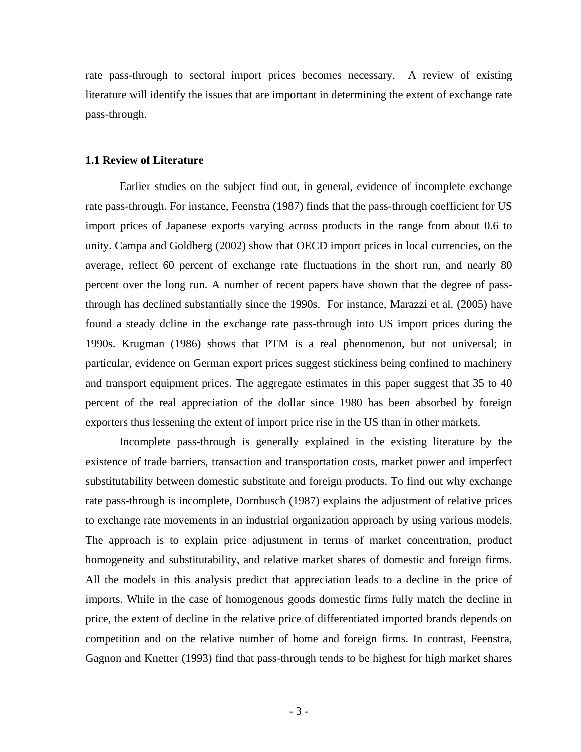rate pass-through to sectoral import prices becomes necessary. A review of existing literature will identify the issues that are important in determining the extent of exchange rate pass-through.

### 1.1 Review of Literature

Earlier studies on the subject find out, in general, evidence of incomplete exchange rate pass-through. For instance, Feenstra (1987) finds that the pass-through coefficient for US import prices of Japanese exports varying across products in the range from about 0.6 to unity. Campa and Goldberg (2002) show that OECD import prices in local currencies, on the average, reflect 60 percent of exchange rate fluctuations in the short run, and nearly 80 percent over the long run. A number of recent papers have shown that the degree of pass-through has declined substantially since the 1990s. For instance, Marazzi et al. (2005) have found a steady dcline in the exchange rate pass-through into US import prices during the 1990s. Krugman (1986) shows that PTM is a real phenomenon, but not universal; in particular, evidence on German export prices suggest stickiness being confined to machinery and transport equipment prices. The aggregate estimates in this paper suggest that 35 to 40 percent of the real appreciation of the dollar since 1980 has been absorbed by foreign exporters thus lessening the extent of import price rise in the US than in other markets.

Incomplete pass-through is generally explained in the existing literature by the existence of trade barriers, transaction and transportation costs, market power and imperfect substitutability between domestic substitute and foreign products. To find out why exchange rate pass-through is incomplete, Dornbusch (1987) explains the adjustment of relative prices to exchange rate movements in an industrial organization approach by using various models. The approach is to explain price adjustment in terms of market concentration, product homogeneity and substitutability, and relative market shares of domestic and foreign firms. All the models in this analysis predict that appreciation leads to a decline in the price of imports. While in the case of homogenous goods domestic firms fully match the decline in price, the extent of decline in the relative price of differentiated imported brands depends on competition and on the relative number of home and foreign firms. In contrast, Feenstra, Gagnon and Knetter (1993) find that pass-through tends to be highest for high market shares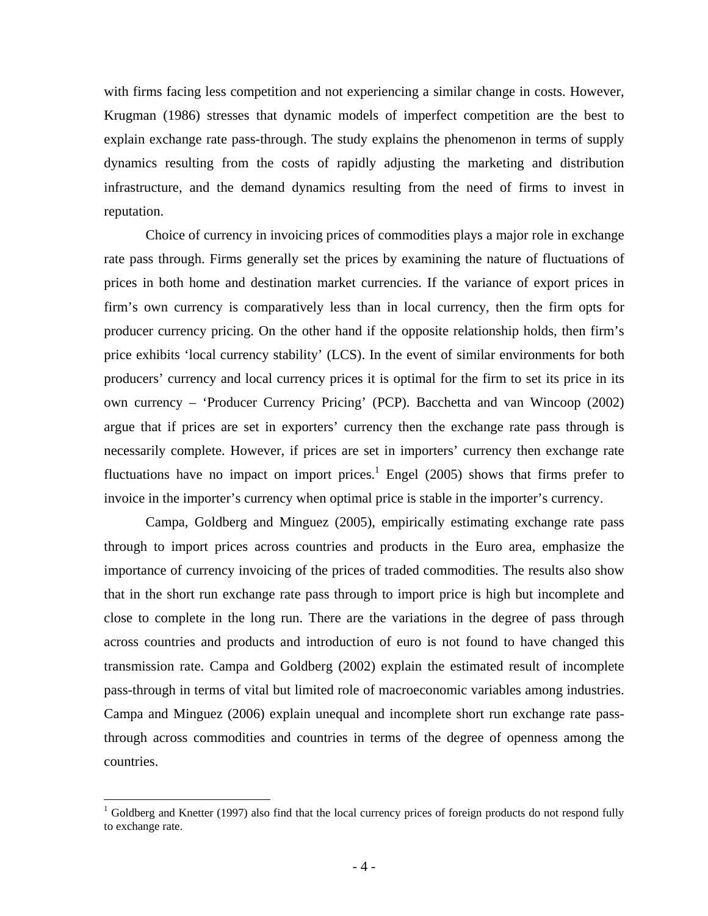with firms facing less competition and not experiencing a similar change in costs. However, Krugman (1986) stresses that dynamic models of imperfect competition are the best to explain exchange rate pass-through. The study explains the phenomenon in terms of supply dynamics resulting from the costs of rapidly adjusting the marketing and distribution infrastructure, and the demand dynamics resulting from the need of firms to invest in reputation.

Choice of currency in invoicing prices of commodities plays a major role in exchange rate pass through. Firms generally set the prices by examining the nature of fluctuations of prices in both home and destination market currencies. If the variance of export prices in firm's own currency is comparatively less than in local currency, then the firm opts for producer currency pricing. On the other hand if the opposite relationship holds, then firm's price exhibits 'local currency stability' (LCS). In the event of similar environments for both producers' currency and local currency prices it is optimal for the firm to set its price in its own currency – 'Producer Currency Pricing' (PCP). Bacchetta and van Wincoop (2002) argue that if prices are set in exporters' currency then the exchange rate pass through is necessarily complete. However, if prices are set in importers' currency then exchange rate fluctuations have no impact on import prices.[1] Engel (2005) shows that firms prefer to invoice in the importer's currency when optimal price is stable in the importer's currency.

Campa, Goldberg and Minguez (2005), empirically estimating exchange rate pass through to import prices across countries and products in the Euro area, emphasize the importance of currency invoicing of the prices of traded commodities. The results also show that in the short run exchange rate pass through to import price is high but incomplete and close to complete in the long run. There are the variations in the degree of pass through across countries and products and introduction of euro is not found to have changed this transmission rate. Campa and Goldberg (2002) explain the estimated result of incomplete pass-through in terms of vital but limited role of macroeconomic variables among industries. Campa and Minguez (2006) explain unequal and incomplete short run exchange rate pass-through across commodities and countries in terms of the degree of openness among the countries.

[1] Goldberg and Knetter (1997) also find that the local currency prices of foreign products do not respond fully to exchange rate.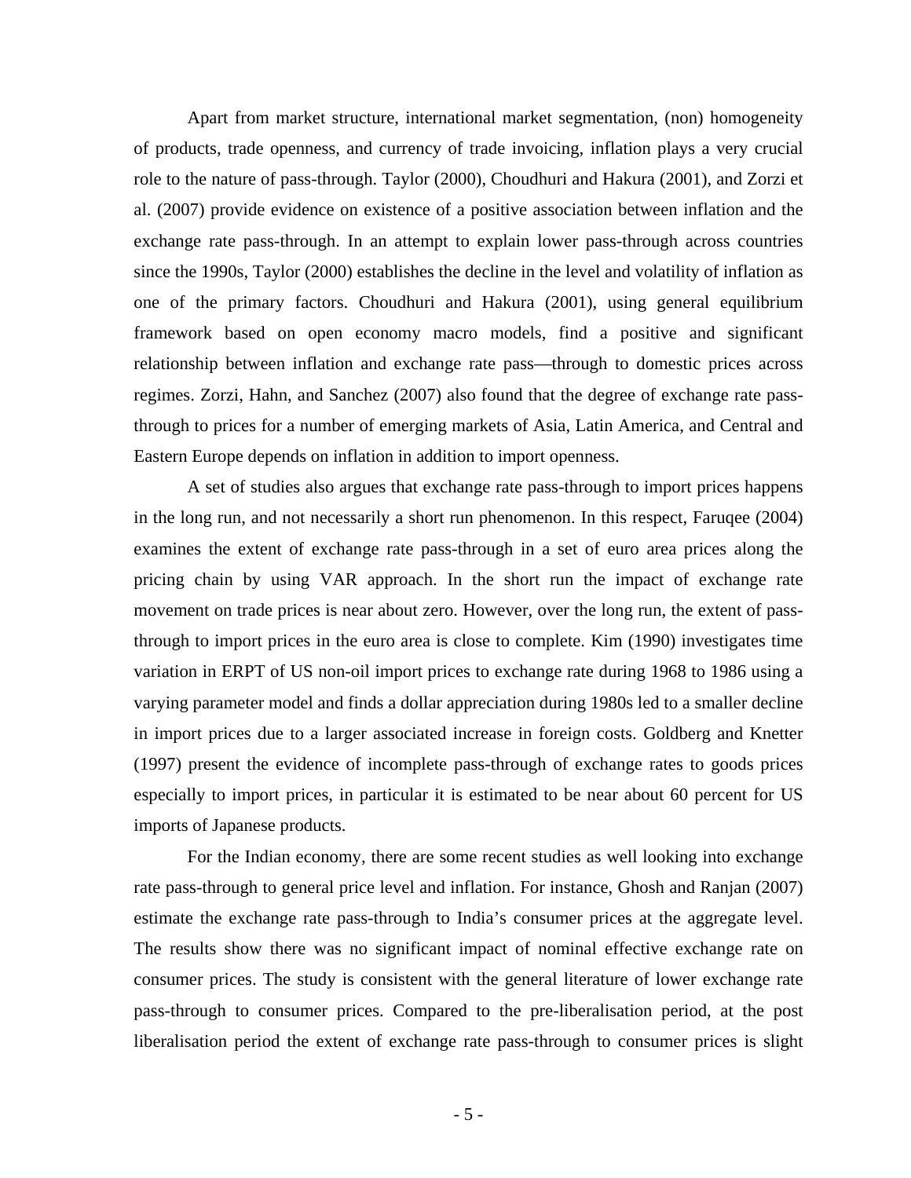Apart from market structure, international market segmentation, (non) homogeneity of products, trade openness, and currency of trade invoicing, inflation plays a very crucial role to the nature of pass-through. Taylor (2000), Choudhuri and Hakura (2001), and Zorzi et al. (2007) provide evidence on existence of a positive association between inflation and the exchange rate pass-through. In an attempt to explain lower pass-through across countries since the 1990s, Taylor (2000) establishes the decline in the level and volatility of inflation as one of the primary factors. Choudhuri and Hakura (2001), using general equilibrium framework based on open economy macro models, find a positive and significant relationship between inflation and exchange rate pass—through to domestic prices across regimes. Zorzi, Hahn, and Sanchez (2007) also found that the degree of exchange rate pass-through to prices for a number of emerging markets of Asia, Latin America, and Central and Eastern Europe depends on inflation in addition to import openness.

A set of studies also argues that exchange rate pass-through to import prices happens in the long run, and not necessarily a short run phenomenon. In this respect, Faruqee (2004) examines the extent of exchange rate pass-through in a set of euro area prices along the pricing chain by using VAR approach. In the short run the impact of exchange rate movement on trade prices is near about zero. However, over the long run, the extent of pass-through to import prices in the euro area is close to complete. Kim (1990) investigates time variation in ERPT of US non-oil import prices to exchange rate during 1968 to 1986 using a varying parameter model and finds a dollar appreciation during 1980s led to a smaller decline in import prices due to a larger associated increase in foreign costs. Goldberg and Knetter (1997) present the evidence of incomplete pass-through of exchange rates to goods prices especially to import prices, in particular it is estimated to be near about 60 percent for US imports of Japanese products.

For the Indian economy, there are some recent studies as well looking into exchange rate pass-through to general price level and inflation. For instance, Ghosh and Ranjan (2007) estimate the exchange rate pass-through to India's consumer prices at the aggregate level. The results show there was no significant impact of nominal effective exchange rate on consumer prices. The study is consistent with the general literature of lower exchange rate pass-through to consumer prices. Compared to the pre-liberalisation period, at the post liberalisation period the extent of exchange rate pass-through to consumer prices is slight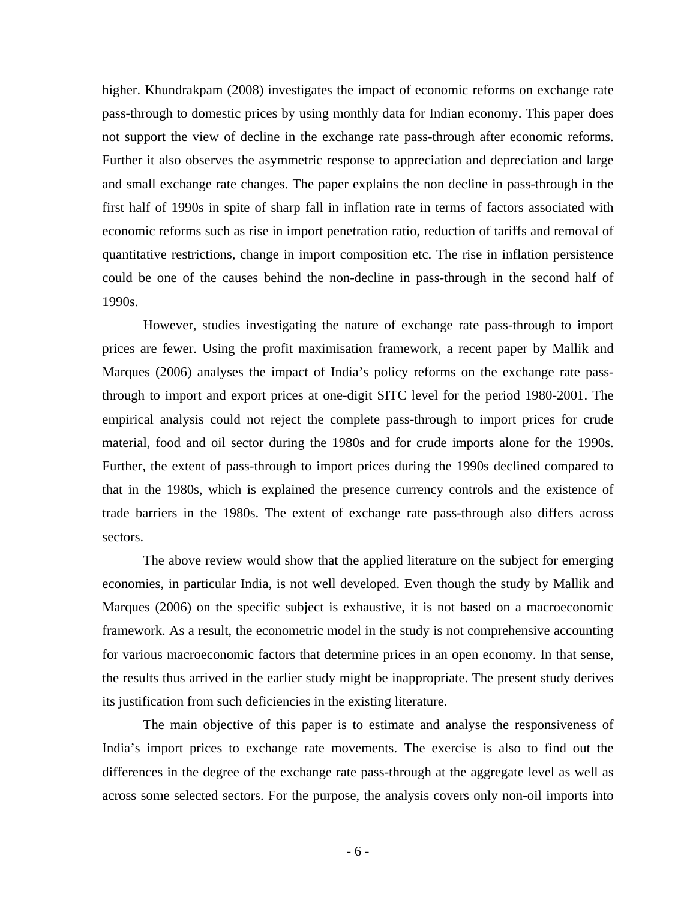higher. Khundrakpam (2008) investigates the impact of economic reforms on exchange rate pass-through to domestic prices by using monthly data for Indian economy. This paper does not support the view of decline in the exchange rate pass-through after economic reforms. Further it also observes the asymmetric response to appreciation and depreciation and large and small exchange rate changes. The paper explains the non decline in pass-through in the first half of 1990s in spite of sharp fall in inflation rate in terms of factors associated with economic reforms such as rise in import penetration ratio, reduction of tariffs and removal of quantitative restrictions, change in import composition etc. The rise in inflation persistence could be one of the causes behind the non-decline in pass-through in the second half of 1990s.

However, studies investigating the nature of exchange rate pass-through to import prices are fewer. Using the profit maximisation framework, a recent paper by Mallik and Marques (2006) analyses the impact of India's policy reforms on the exchange rate pass-through to import and export prices at one-digit SITC level for the period 1980-2001. The empirical analysis could not reject the complete pass-through to import prices for crude material, food and oil sector during the 1980s and for crude imports alone for the 1990s. Further, the extent of pass-through to import prices during the 1990s declined compared to that in the 1980s, which is explained the presence currency controls and the existence of trade barriers in the 1980s. The extent of exchange rate pass-through also differs across sectors.

The above review would show that the applied literature on the subject for emerging economies, in particular India, is not well developed. Even though the study by Mallik and Marques (2006) on the specific subject is exhaustive, it is not based on a macroeconomic framework. As a result, the econometric model in the study is not comprehensive accounting for various macroeconomic factors that determine prices in an open economy. In that sense, the results thus arrived in the earlier study might be inappropriate. The present study derives its justification from such deficiencies in the existing literature.

The main objective of this paper is to estimate and analyse the responsiveness of India's import prices to exchange rate movements. The exercise is also to find out the differences in the degree of the exchange rate pass-through at the aggregate level as well as across some selected sectors. For the purpose, the analysis covers only non-oil imports into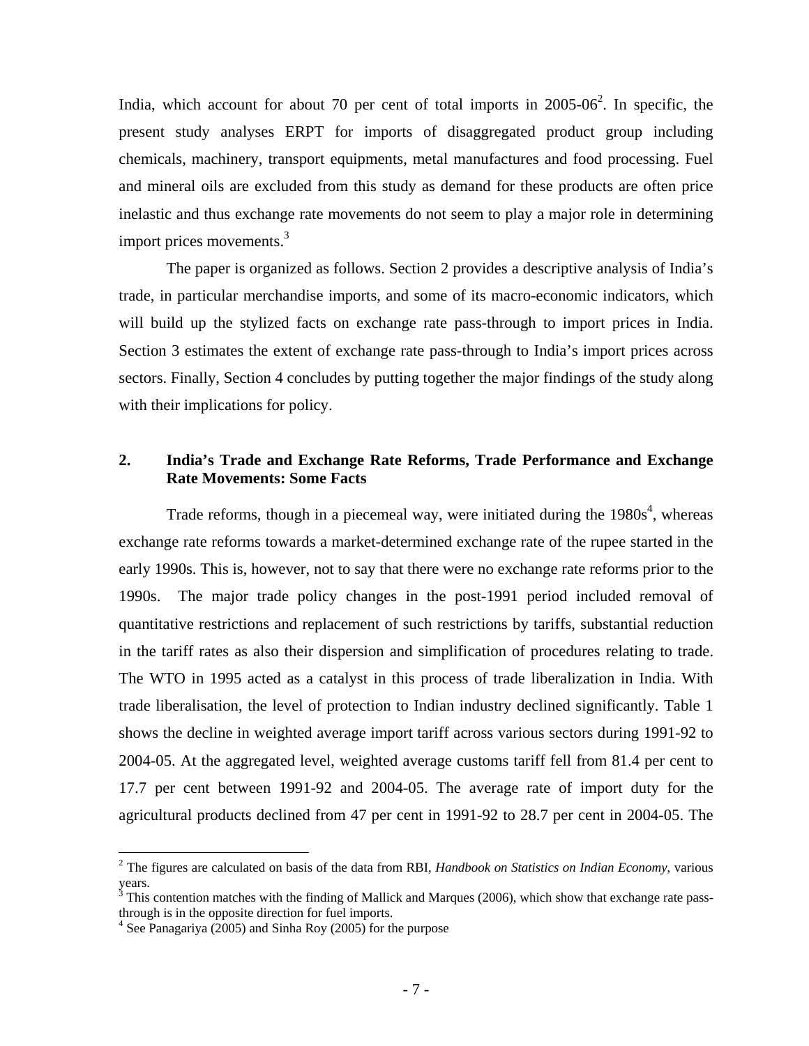India, which account for about 70 per cent of total imports in 2005-06[2]. In specific, the present study analyses ERPT for imports of disaggregated product group including chemicals, machinery, transport equipments, metal manufactures and food processing. Fuel and mineral oils are excluded from this study as demand for these products are often price inelastic and thus exchange rate movements do not seem to play a major role in determining import prices movements.[3]

The paper is organized as follows. Section 2 provides a descriptive analysis of India's trade, in particular merchandise imports, and some of its macro-economic indicators, which will build up the stylized facts on exchange rate pass-through to import prices in India. Section 3 estimates the extent of exchange rate pass-through to India's import prices across sectors. Finally, Section 4 concludes by putting together the major findings of the study along with their implications for policy.

## 2. India's Trade and Exchange Rate Reforms, Trade Performance and Exchange Rate Movements: Some Facts

Trade reforms, though in a piecemeal way, were initiated during the 1980s[4], whereas exchange rate reforms towards a market-determined exchange rate of the rupee started in the early 1990s. This is, however, not to say that there were no exchange rate reforms prior to the 1990s. The major trade policy changes in the post-1991 period included removal of quantitative restrictions and replacement of such restrictions by tariffs, substantial reduction in the tariff rates as also their dispersion and simplification of procedures relating to trade. The WTO in 1995 acted as a catalyst in this process of trade liberalization in India. With trade liberalisation, the level of protection to Indian industry declined significantly. Table 1 shows the decline in weighted average import tariff across various sectors during 1991-92 to 2004-05. At the aggregated level, weighted average customs tariff fell from 81.4 per cent to 17.7 per cent between 1991-92 and 2004-05. The average rate of import duty for the agricultural products declined from 47 per cent in 1991-92 to 28.7 per cent in 2004-05. The

---

[2] The figures are calculated on basis of the data from RBI, *Handbook on Statistics on Indian Economy*, various years.

[3] This contention matches with the finding of Mallick and Marques (2006), which show that exchange rate pass-through is in the opposite direction for fuel imports.

[4] See Panagariya (2005) and Sinha Roy (2005) for the purpose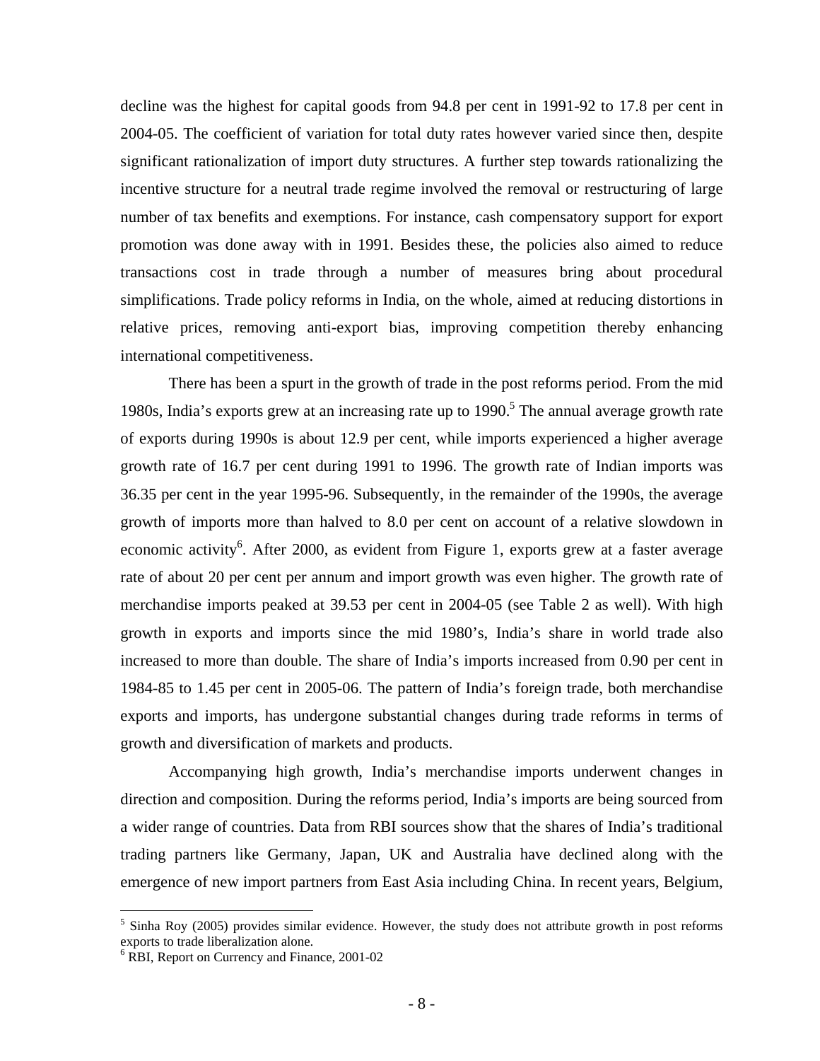decline was the highest for capital goods from 94.8 per cent in 1991-92 to 17.8 per cent in 2004-05. The coefficient of variation for total duty rates however varied since then, despite significant rationalization of import duty structures. A further step towards rationalizing the incentive structure for a neutral trade regime involved the removal or restructuring of large number of tax benefits and exemptions. For instance, cash compensatory support for export promotion was done away with in 1991. Besides these, the policies also aimed to reduce transactions cost in trade through a number of measures bring about procedural simplifications. Trade policy reforms in India, on the whole, aimed at reducing distortions in relative prices, removing anti-export bias, improving competition thereby enhancing international competitiveness.

There has been a spurt in the growth of trade in the post reforms period. From the mid 1980s, India's exports grew at an increasing rate up to 1990.[5] The annual average growth rate of exports during 1990s is about 12.9 per cent, while imports experienced a higher average growth rate of 16.7 per cent during 1991 to 1996. The growth rate of Indian imports was 36.35 per cent in the year 1995-96. Subsequently, in the remainder of the 1990s, the average growth of imports more than halved to 8.0 per cent on account of a relative slowdown in economic activity[6]. After 2000, as evident from Figure 1, exports grew at a faster average rate of about 20 per cent per annum and import growth was even higher. The growth rate of merchandise imports peaked at 39.53 per cent in 2004-05 (see Table 2 as well). With high growth in exports and imports since the mid 1980's, India's share in world trade also increased to more than double. The share of India's imports increased from 0.90 per cent in 1984-85 to 1.45 per cent in 2005-06. The pattern of India's foreign trade, both merchandise exports and imports, has undergone substantial changes during trade reforms in terms of growth and diversification of markets and products.

Accompanying high growth, India's merchandise imports underwent changes in direction and composition. During the reforms period, India's imports are being sourced from a wider range of countries. Data from RBI sources show that the shares of India's traditional trading partners like Germany, Japan, UK and Australia have declined along with the emergence of new import partners from East Asia including China. In recent years, Belgium,

---

[5] Sinha Roy (2005) provides similar evidence. However, the study does not attribute growth in post reforms exports to trade liberalization alone.

[6] RBI, Report on Currency and Finance, 2001-02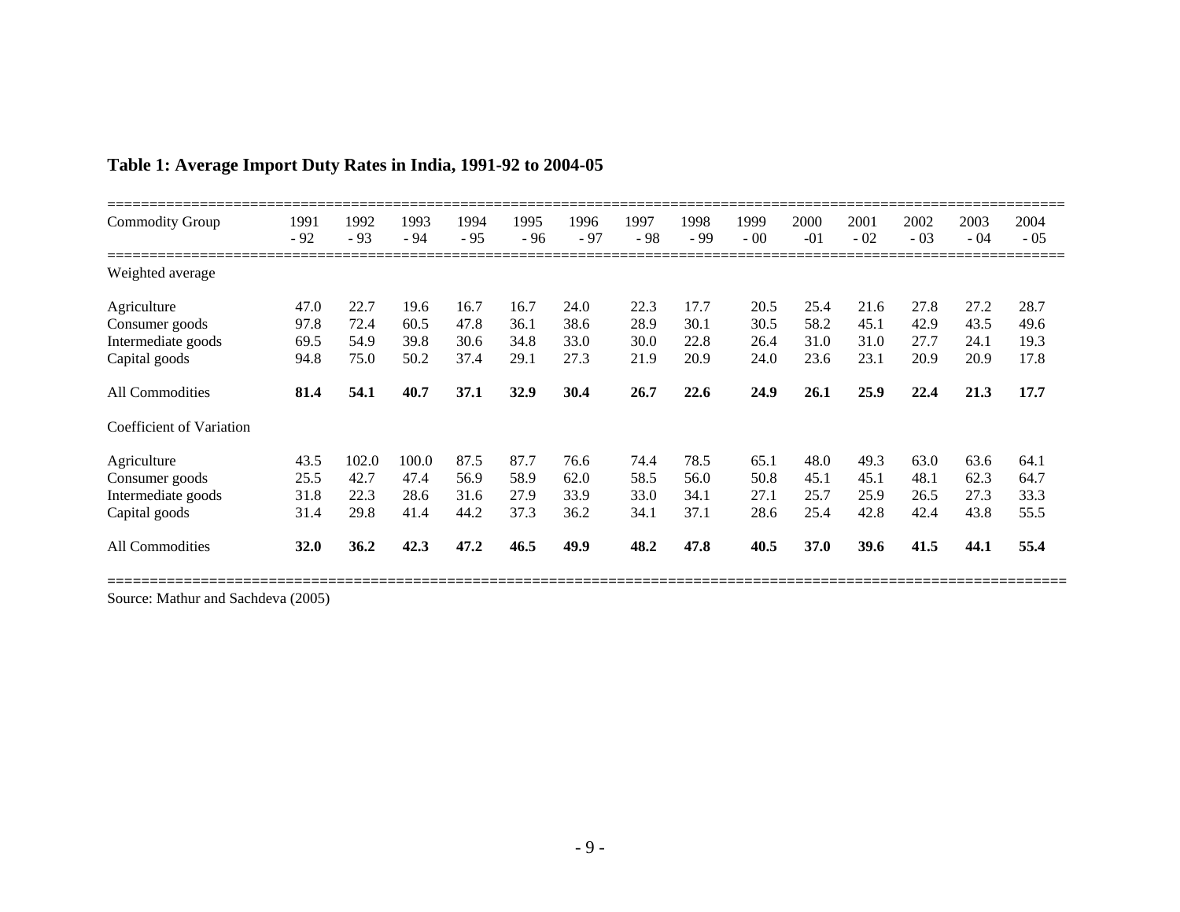**Table 1: Average Import Duty Rates in India, 1991-92 to 2004-05**

| Commodity Group | 1991 - 92 | 1992 - 93 | 1993 - 94 | 1994 - 95 | 1995 - 96 | 1996 - 97 | 1997 - 98 | 1998 - 99 | 1999 - 00 | 2000 -01 | 2001 - 02 | 2002 - 03 | 2003 - 04 | 2004 - 05 |
|---|---|---|---|---|---|---|---|---|---|---|---|---|---|---|
| Weighted average | | | | | | | | | | | | | | |
| Agriculture | 47.0 | 22.7 | 19.6 | 16.7 | 16.7 | 24.0 | 22.3 | 17.7 | 20.5 | 25.4 | 21.6 | 27.8 | 27.2 | 28.7 |
| Consumer goods | 97.8 | 72.4 | 60.5 | 47.8 | 36.1 | 38.6 | 28.9 | 30.1 | 30.5 | 58.2 | 45.1 | 42.9 | 43.5 | 49.6 |
| Intermediate goods | 69.5 | 54.9 | 39.8 | 30.6 | 34.8 | 33.0 | 30.0 | 22.8 | 26.4 | 31.0 | 31.0 | 27.7 | 24.1 | 19.3 |
| Capital goods | 94.8 | 75.0 | 50.2 | 37.4 | 29.1 | 27.3 | 21.9 | 20.9 | 24.0 | 23.6 | 23.1 | 20.9 | 20.9 | 17.8 |
| All Commodities | **81.4** | **54.1** | **40.7** | **37.1** | **32.9** | **30.4** | **26.7** | **22.6** | **24.9** | **26.1** | **25.9** | **22.4** | **21.3** | **17.7** |
| Coefficient of Variation | | | | | | | | | | | | | | |
| Agriculture | 43.5 | 102.0 | 100.0 | 87.5 | 87.7 | 76.6 | 74.4 | 78.5 | 65.1 | 48.0 | 49.3 | 63.0 | 63.6 | 64.1 |
| Consumer goods | 25.5 | 42.7 | 47.4 | 56.9 | 58.9 | 62.0 | 58.5 | 56.0 | 50.8 | 45.1 | 45.1 | 48.1 | 62.3 | 64.7 |
| Intermediate goods | 31.8 | 22.3 | 28.6 | 31.6 | 27.9 | 33.9 | 33.0 | 34.1 | 27.1 | 25.7 | 25.9 | 26.5 | 27.3 | 33.3 |
| Capital goods | 31.4 | 29.8 | 41.4 | 44.2 | 37.3 | 36.2 | 34.1 | 37.1 | 28.6 | 25.4 | 42.8 | 42.4 | 43.8 | 55.5 |
| All Commodities | **32.0** | **36.2** | **42.3** | **47.2** | **46.5** | **49.9** | **48.2** | **47.8** | **40.5** | **37.0** | **39.6** | **41.5** | **44.1** | **55.4** |

Source: Mathur and Sachdeva (2005)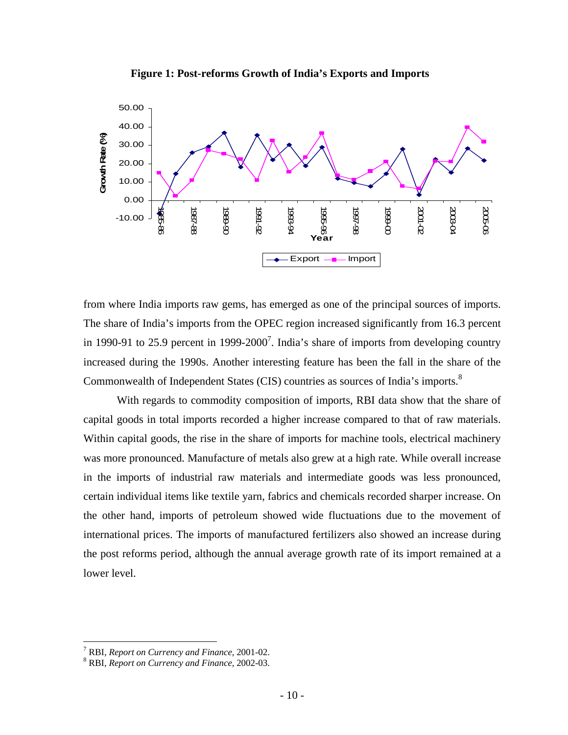**Figure 1: Post-reforms Growth of India's Exports and Imports**

from where India imports raw gems, has emerged as one of the principal sources of imports. The share of India's imports from the OPEC region increased significantly from 16.3 percent in 1990-91 to 25.9 percent in 1999-2000[7]. India's share of imports from developing country increased during the 1990s. Another interesting feature has been the fall in the share of the Commonwealth of Independent States (CIS) countries as sources of India's imports.[8]

With regards to commodity composition of imports, RBI data show that the share of capital goods in total imports recorded a higher increase compared to that of raw materials. Within capital goods, the rise in the share of imports for machine tools, electrical machinery was more pronounced. Manufacture of metals also grew at a high rate. While overall increase in the imports of industrial raw materials and intermediate goods was less pronounced, certain individual items like textile yarn, fabrics and chemicals recorded sharper increase. On the other hand, imports of petroleum showed wide fluctuations due to the movement of international prices. The imports of manufactured fertilizers also showed an increase during the post reforms period, although the annual average growth rate of its import remained at a lower level.

[7] RBI, *Report on Currency and Finance*, 2001-02.

[8] RBI, *Report on Currency and Finance*, 2002-03.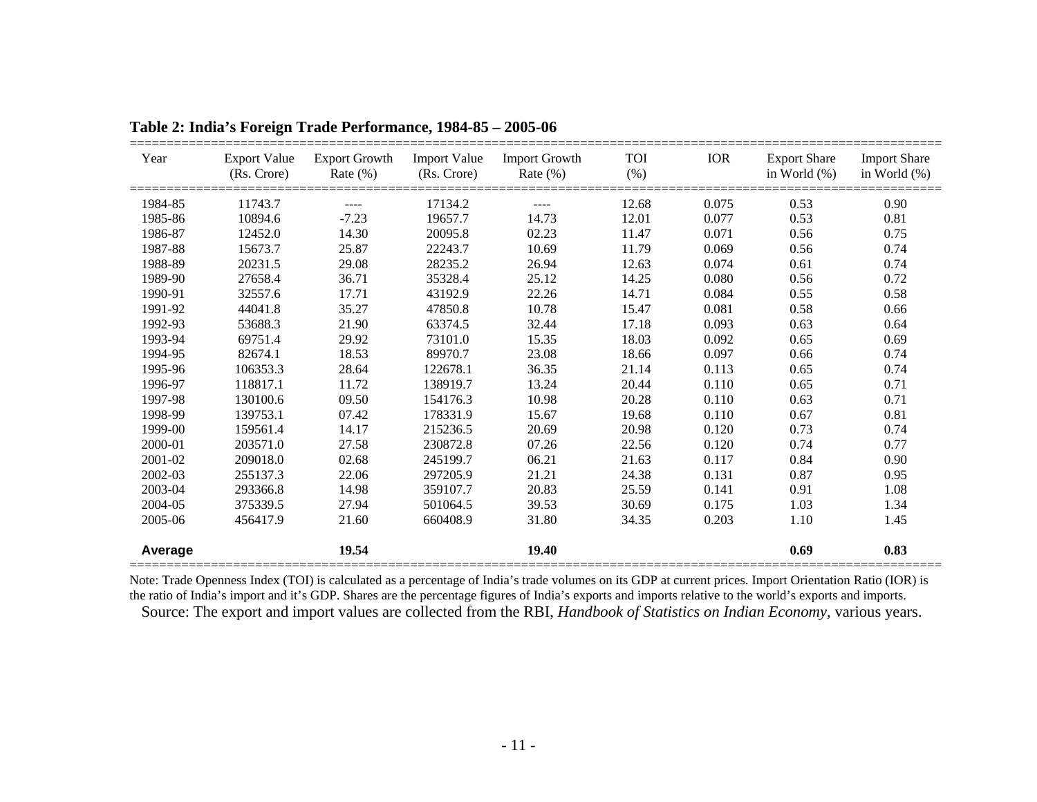**Table 2: India's Foreign Trade Performance, 1984-85 – 2005-06**

| Year | Export Value (Rs. Crore) | Export Growth Rate (%) | Import Value (Rs. Crore) | Import Growth Rate (%) | TOI (%) | IOR | Export Share in World (%) | Import Share in World (%) |
|---|---|---|---|---|---|---|---|---|
| 1984-85 | 11743.7 | ---- | 17134.2 | ---- | 12.68 | 0.075 | 0.53 | 0.90 |
| 1985-86 | 10894.6 | -7.23 | 19657.7 | 14.73 | 12.01 | 0.077 | 0.53 | 0.81 |
| 1986-87 | 12452.0 | 14.30 | 20095.8 | 02.23 | 11.47 | 0.071 | 0.56 | 0.75 |
| 1987-88 | 15673.7 | 25.87 | 22243.7 | 10.69 | 11.79 | 0.069 | 0.56 | 0.74 |
| 1988-89 | 20231.5 | 29.08 | 28235.2 | 26.94 | 12.63 | 0.074 | 0.61 | 0.74 |
| 1989-90 | 27658.4 | 36.71 | 35328.4 | 25.12 | 14.25 | 0.080 | 0.56 | 0.72 |
| 1990-91 | 32557.6 | 17.71 | 43192.9 | 22.26 | 14.71 | 0.084 | 0.55 | 0.58 |
| 1991-92 | 44041.8 | 35.27 | 47850.8 | 10.78 | 15.47 | 0.081 | 0.58 | 0.66 |
| 1992-93 | 53688.3 | 21.90 | 63374.5 | 32.44 | 17.18 | 0.093 | 0.63 | 0.64 |
| 1993-94 | 69751.4 | 29.92 | 73101.0 | 15.35 | 18.03 | 0.092 | 0.65 | 0.69 |
| 1994-95 | 82674.1 | 18.53 | 89970.7 | 23.08 | 18.66 | 0.097 | 0.66 | 0.74 |
| 1995-96 | 106353.3 | 28.64 | 122678.1 | 36.35 | 21.14 | 0.113 | 0.65 | 0.74 |
| 1996-97 | 118817.1 | 11.72 | 138919.7 | 13.24 | 20.44 | 0.110 | 0.65 | 0.71 |
| 1997-98 | 130100.6 | 09.50 | 154176.3 | 10.98 | 20.28 | 0.110 | 0.63 | 0.71 |
| 1998-99 | 139753.1 | 07.42 | 178331.9 | 15.67 | 19.68 | 0.110 | 0.67 | 0.81 |
| 1999-00 | 159561.4 | 14.17 | 215236.5 | 20.69 | 20.98 | 0.120 | 0.73 | 0.74 |
| 2000-01 | 203571.0 | 27.58 | 230872.8 | 07.26 | 22.56 | 0.120 | 0.74 | 0.77 |
| 2001-02 | 209018.0 | 02.68 | 245199.7 | 06.21 | 21.63 | 0.117 | 0.84 | 0.90 |
| 2002-03 | 255137.3 | 22.06 | 297205.9 | 21.21 | 24.38 | 0.131 | 0.87 | 0.95 |
| 2003-04 | 293366.8 | 14.98 | 359107.7 | 20.83 | 25.59 | 0.141 | 0.91 | 1.08 |
| 2004-05 | 375339.5 | 27.94 | 501064.5 | 39.53 | 30.69 | 0.175 | 1.03 | 1.34 |
| 2005-06 | 456417.9 | 21.60 | 660408.9 | 31.80 | 34.35 | 0.203 | 1.10 | 1.45 |
| **Average** | | **19.54** | | **19.40** | | | **0.69** | **0.83** |

Note: Trade Openness Index (TOI) is calculated as a percentage of India's trade volumes on its GDP at current prices. Import Orientation Ratio (IOR) is the ratio of India's import and it's GDP. Shares are the percentage figures of India's exports and imports relative to the world's exports and imports.

Source: The export and import values are collected from the RBI, *Handbook of Statistics on Indian Economy*, various years.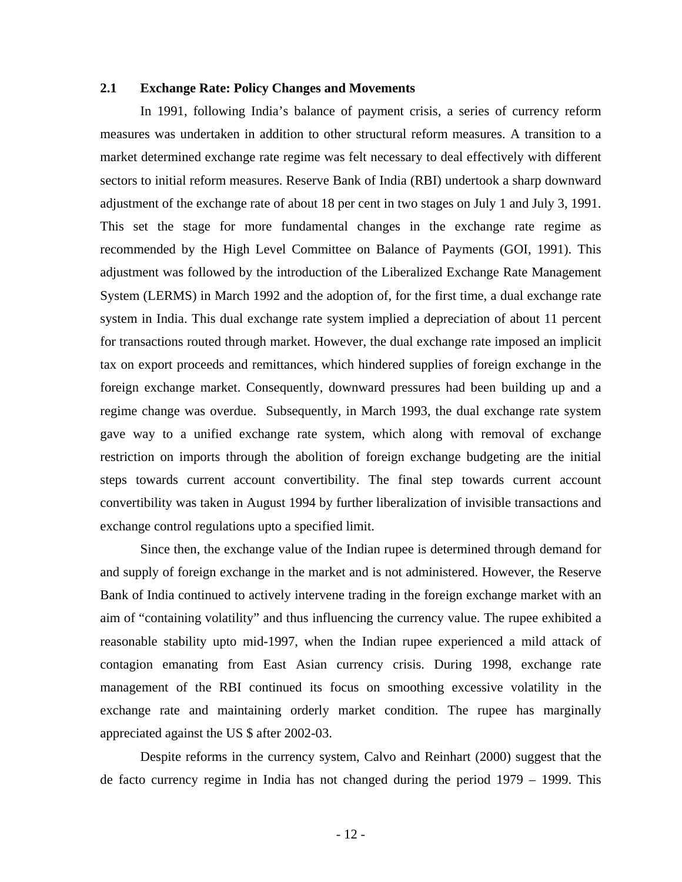### 2.1 Exchange Rate: Policy Changes and Movements

In 1991, following India's balance of payment crisis, a series of currency reform measures was undertaken in addition to other structural reform measures. A transition to a market determined exchange rate regime was felt necessary to deal effectively with different sectors to initial reform measures. Reserve Bank of India (RBI) undertook a sharp downward adjustment of the exchange rate of about 18 per cent in two stages on July 1 and July 3, 1991. This set the stage for more fundamental changes in the exchange rate regime as recommended by the High Level Committee on Balance of Payments (GOI, 1991). This adjustment was followed by the introduction of the Liberalized Exchange Rate Management System (LERMS) in March 1992 and the adoption of, for the first time, a dual exchange rate system in India. This dual exchange rate system implied a depreciation of about 11 percent for transactions routed through market. However, the dual exchange rate imposed an implicit tax on export proceeds and remittances, which hindered supplies of foreign exchange in the foreign exchange market. Consequently, downward pressures had been building up and a regime change was overdue. Subsequently, in March 1993, the dual exchange rate system gave way to a unified exchange rate system, which along with removal of exchange restriction on imports through the abolition of foreign exchange budgeting are the initial steps towards current account convertibility. The final step towards current account convertibility was taken in August 1994 by further liberalization of invisible transactions and exchange control regulations upto a specified limit.

Since then, the exchange value of the Indian rupee is determined through demand for and supply of foreign exchange in the market and is not administered. However, the Reserve Bank of India continued to actively intervene trading in the foreign exchange market with an aim of "containing volatility" and thus influencing the currency value. The rupee exhibited a reasonable stability upto mid-1997, when the Indian rupee experienced a mild attack of contagion emanating from East Asian currency crisis. During 1998, exchange rate management of the RBI continued its focus on smoothing excessive volatility in the exchange rate and maintaining orderly market condition. The rupee has marginally appreciated against the US $ after 2002-03.

Despite reforms in the currency system, Calvo and Reinhart (2000) suggest that the de facto currency regime in India has not changed during the period 1979 – 1999. This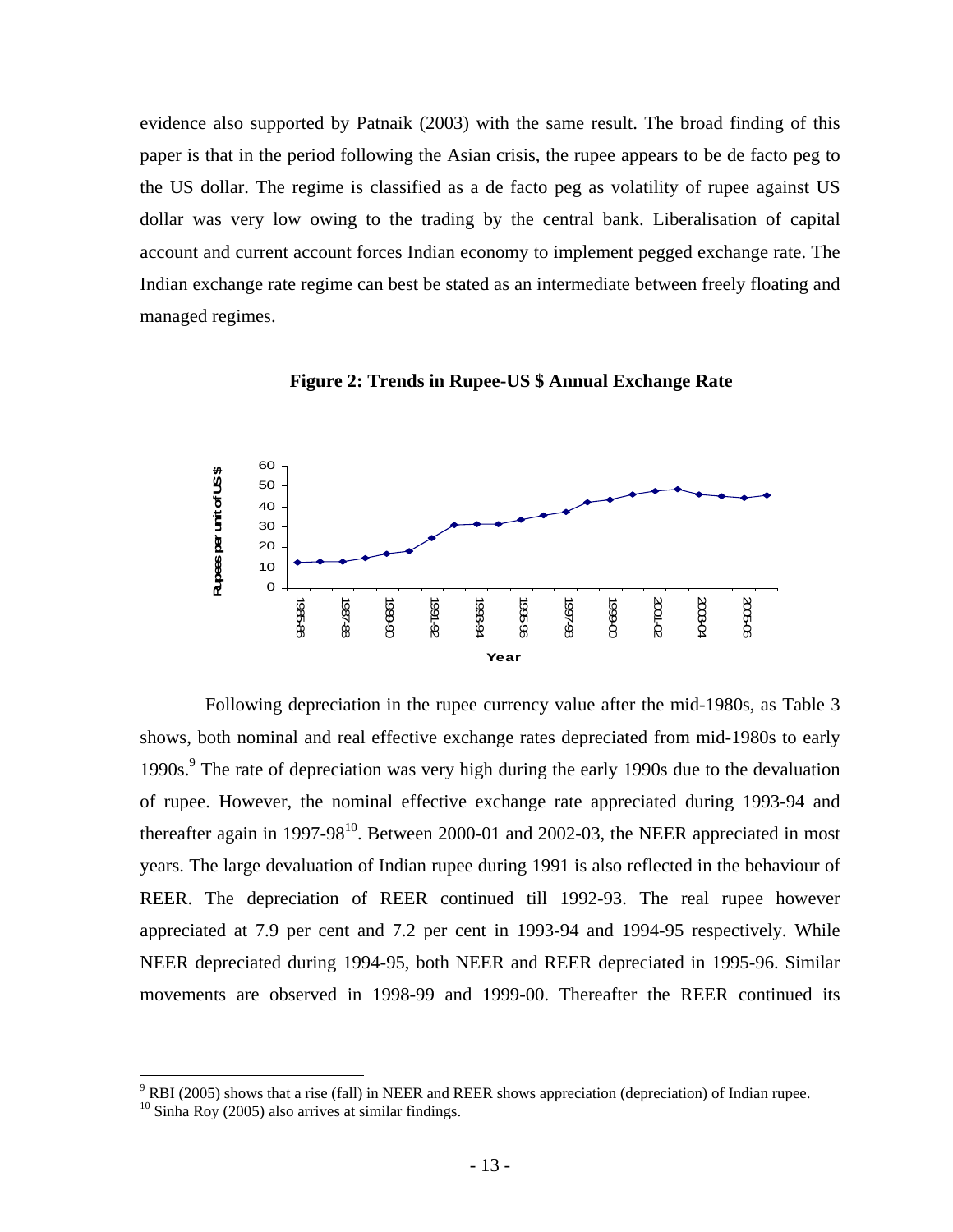evidence also supported by Patnaik (2003) with the same result. The broad finding of this paper is that in the period following the Asian crisis, the rupee appears to be de facto peg to the US dollar. The regime is classified as a de facto peg as volatility of rupee against US dollar was very low owing to the trading by the central bank. Liberalisation of capital account and current account forces Indian economy to implement pegged exchange rate. The Indian exchange rate regime can best be stated as an intermediate between freely floating and managed regimes.

**Figure 2: Trends in Rupee-US $ Annual Exchange Rate**

Following depreciation in the rupee currency value after the mid-1980s, as Table 3 shows, both nominal and real effective exchange rates depreciated from mid-1980s to early 1990s.[9] The rate of depreciation was very high during the early 1990s due to the devaluation of rupee. However, the nominal effective exchange rate appreciated during 1993-94 and thereafter again in 1997-98[10]. Between 2000-01 and 2002-03, the NEER appreciated in most years. The large devaluation of Indian rupee during 1991 is also reflected in the behaviour of REER. The depreciation of REER continued till 1992-93. The real rupee however appreciated at 7.9 per cent and 7.2 per cent in 1993-94 and 1994-95 respectively. While NEER depreciated during 1994-95, both NEER and REER depreciated in 1995-96. Similar movements are observed in 1998-99 and 1999-00. Thereafter the REER continued its

---

[9] RBI (2005) shows that a rise (fall) in NEER and REER shows appreciation (depreciation) of Indian rupee.

[10] Sinha Roy (2005) also arrives at similar findings.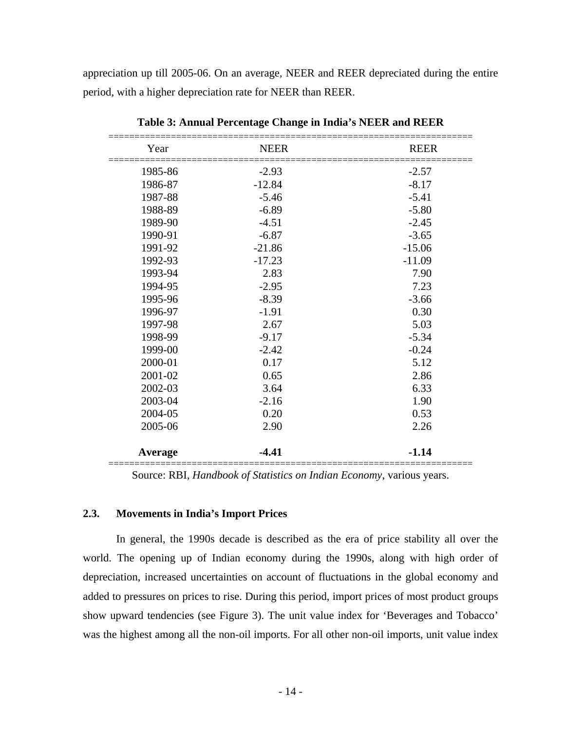appreciation up till 2005-06. On an average, NEER and REER depreciated during the entire period, with a higher depreciation rate for NEER than REER.

**Table 3: Annual Percentage Change in India's NEER and REER**

| Year | NEER | REER |
|---|---|---|
| 1985-86 | -2.93 | -2.57 |
| 1986-87 | -12.84 | -8.17 |
| 1987-88 | -5.46 | -5.41 |
| 1988-89 | -6.89 | -5.80 |
| 1989-90 | -4.51 | -2.45 |
| 1990-91 | -6.87 | -3.65 |
| 1991-92 | -21.86 | -15.06 |
| 1992-93 | -17.23 | -11.09 |
| 1993-94 | 2.83 | 7.90 |
| 1994-95 | -2.95 | 7.23 |
| 1995-96 | -8.39 | -3.66 |
| 1996-97 | -1.91 | 0.30 |
| 1997-98 | 2.67 | 5.03 |
| 1998-99 | -9.17 | -5.34 |
| 1999-00 | -2.42 | -0.24 |
| 2000-01 | 0.17 | 5.12 |
| 2001-02 | 0.65 | 2.86 |
| 2002-03 | 3.64 | 6.33 |
| 2003-04 | -2.16 | 1.90 |
| 2004-05 | 0.20 | 0.53 |
| 2005-06 | 2.90 | 2.26 |
| **Average** | **-4.41** | **-1.14** |

Source: RBI, *Handbook of Statistics on Indian Economy*, various years.

### 2.3. Movements in India's Import Prices

In general, the 1990s decade is described as the era of price stability all over the world. The opening up of Indian economy during the 1990s, along with high order of depreciation, increased uncertainties on account of fluctuations in the global economy and added to pressures on prices to rise. During this period, import prices of most product groups show upward tendencies (see Figure 3). The unit value index for 'Beverages and Tobacco' was the highest among all the non-oil imports. For all other non-oil imports, unit value index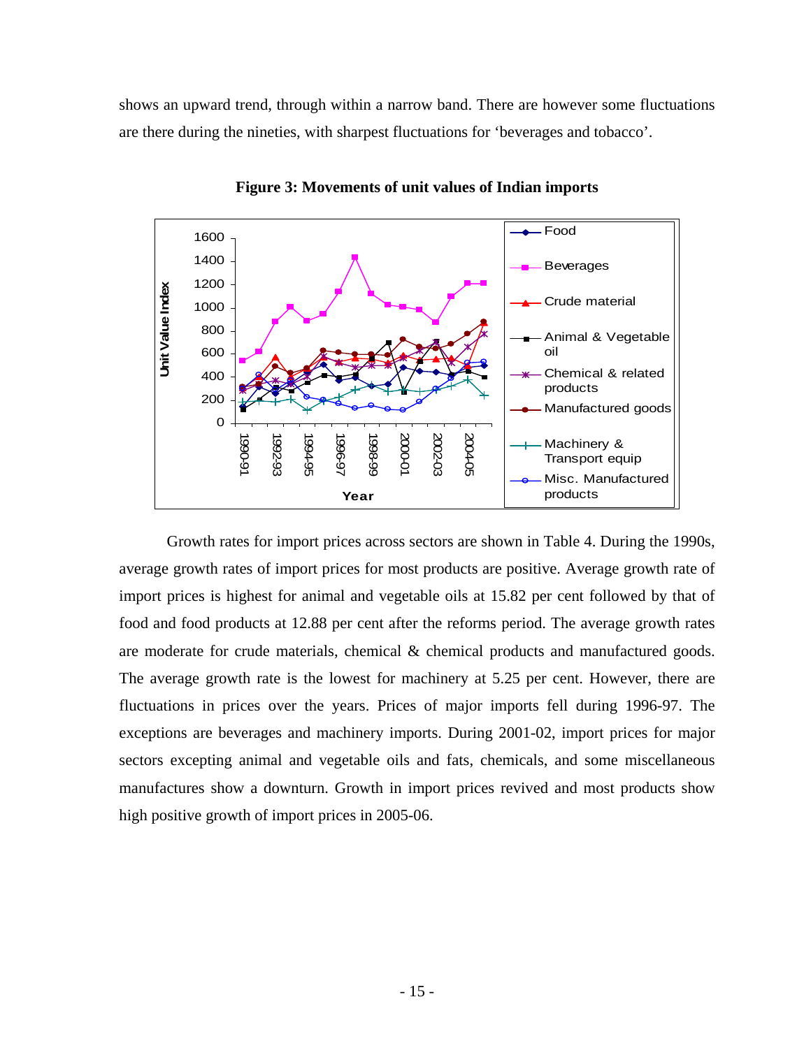shows an upward trend, through within a narrow band. There are however some fluctuations are there during the nineties, with sharpest fluctuations for 'beverages and tobacco'.

**Figure 3: Movements of unit values of Indian imports**

Growth rates for import prices across sectors are shown in Table 4. During the 1990s, average growth rates of import prices for most products are positive. Average growth rate of import prices is highest for animal and vegetable oils at 15.82 per cent followed by that of food and food products at 12.88 per cent after the reforms period. The average growth rates are moderate for crude materials, chemical & chemical products and manufactured goods. The average growth rate is the lowest for machinery at 5.25 per cent. However, there are fluctuations in prices over the years. Prices of major imports fell during 1996-97. The exceptions are beverages and machinery imports. During 2001-02, import prices for major sectors excepting animal and vegetable oils and fats, chemicals, and some miscellaneous manufactures show a downturn. Growth in import prices revived and most products show high positive growth of import prices in 2005-06.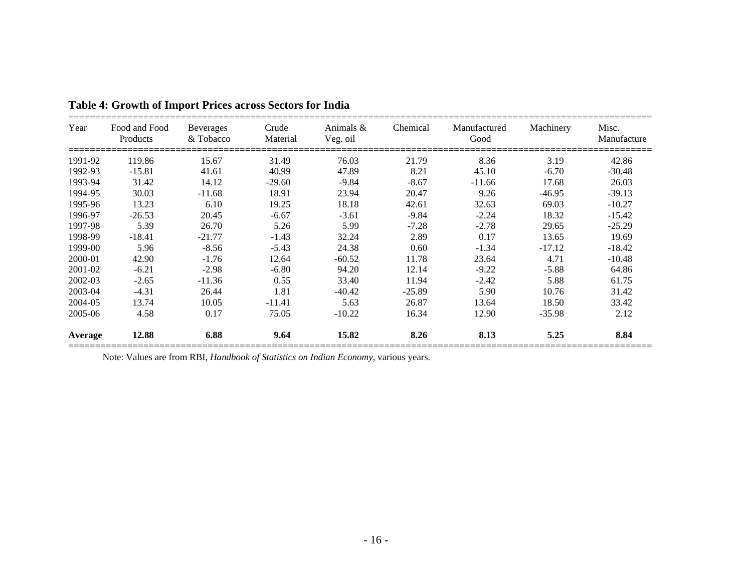**Table 4: Growth of Import Prices across Sectors for India**

| Year | Food and Food Products | Beverages & Tobacco | Crude Material | Animals & Veg. oil | Chemical | Manufactured Good | Machinery | Misc. Manufacture |
|---|---|---|---|---|---|---|---|---|
| 1991-92 | 119.86 | 15.67 | 31.49 | 76.03 | 21.79 | 8.36 | 3.19 | 42.86 |
| 1992-93 | -15.81 | 41.61 | 40.99 | 47.89 | 8.21 | 45.10 | -6.70 | -30.48 |
| 1993-94 | 31.42 | 14.12 | -29.60 | -9.84 | -8.67 | -11.66 | 17.68 | 26.03 |
| 1994-95 | 30.03 | -11.68 | 18.91 | 23.94 | 20.47 | 9.26 | -46.95 | -39.13 |
| 1995-96 | 13.23 | 6.10 | 19.25 | 18.18 | 42.61 | 32.63 | 69.03 | -10.27 |
| 1996-97 | -26.53 | 20.45 | -6.67 | -3.61 | -9.84 | -2.24 | 18.32 | -15.42 |
| 1997-98 | 5.39 | 26.70 | 5.26 | 5.99 | -7.28 | -2.78 | 29.65 | -25.29 |
| 1998-99 | -18.41 | -21.77 | -1.43 | 32.24 | 2.89 | 0.17 | 13.65 | 19.69 |
| 1999-00 | 5.96 | -8.56 | -5.43 | 24.38 | 0.60 | -1.34 | -17.12 | -18.42 |
| 2000-01 | 42.90 | -1.76 | 12.64 | -60.52 | 11.78 | 23.64 | 4.71 | -10.48 |
| 2001-02 | -6.21 | -2.98 | -6.80 | 94.20 | 12.14 | -9.22 | -5.88 | 64.86 |
| 2002-03 | -2.65 | -11.36 | 0.55 | 33.40 | 11.94 | -2.42 | 5.88 | 61.75 |
| 2003-04 | -4.31 | 26.44 | 1.81 | -40.42 | -25.89 | 5.90 | 10.76 | 31.42 |
| 2004-05 | 13.74 | 10.05 | -11.41 | 5.63 | 26.87 | 13.64 | 18.50 | 33.42 |
| 2005-06 | 4.58 | 0.17 | 75.05 | -10.22 | 16.34 | 12.90 | -35.98 | 2.12 |
| **Average** | **12.88** | **6.88** | **9.64** | **15.82** | **8.26** | **8.13** | **5.25** | **8.84** |

Note: Values are from RBI, *Handbook of Statistics on Indian Economy*, various years.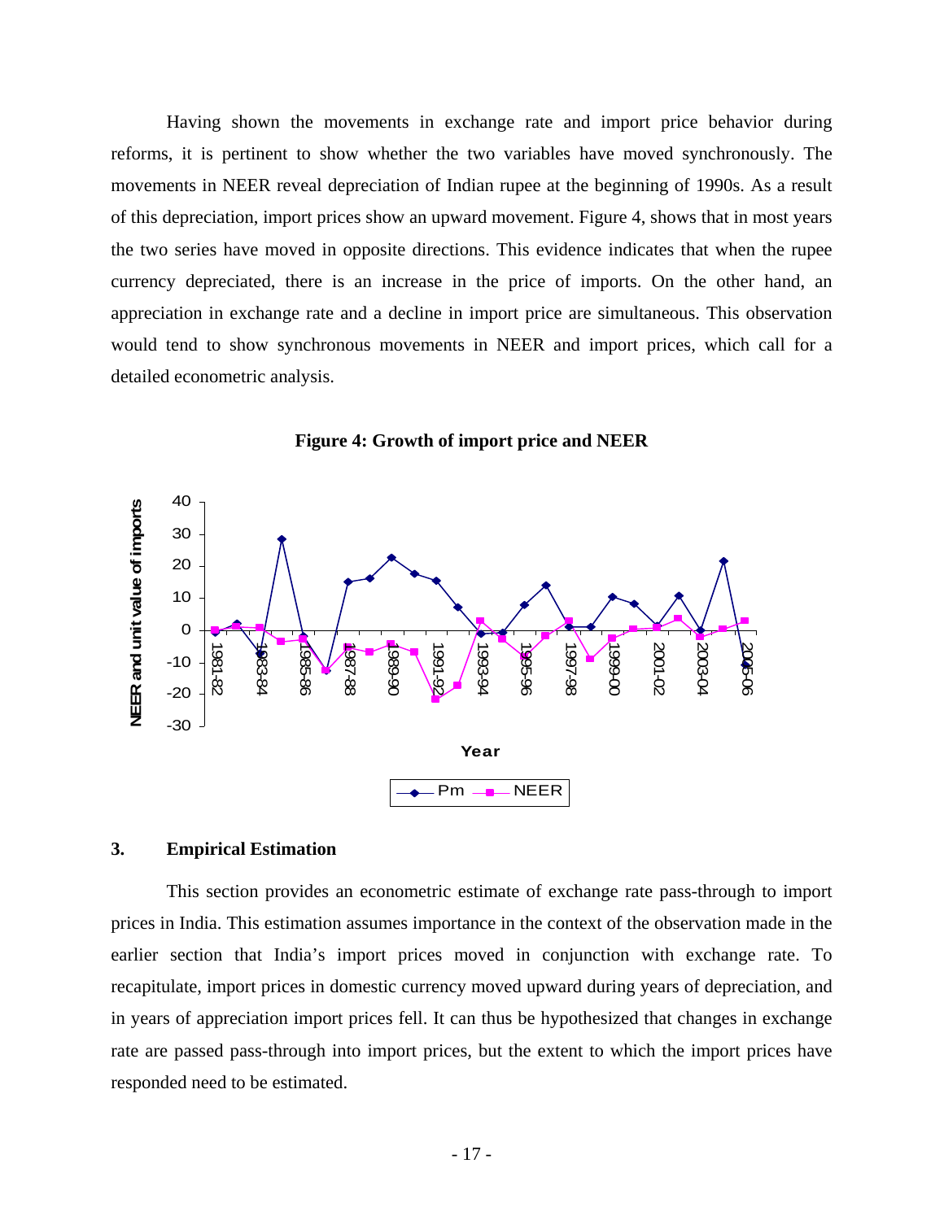Having shown the movements in exchange rate and import price behavior during reforms, it is pertinent to show whether the two variables have moved synchronously. The movements in NEER reveal depreciation of Indian rupee at the beginning of 1990s. As a result of this depreciation, import prices show an upward movement. Figure 4, shows that in most years the two series have moved in opposite directions. This evidence indicates that when the rupee currency depreciated, there is an increase in the price of imports. On the other hand, an appreciation in exchange rate and a decline in import price are simultaneous. This observation would tend to show synchronous movements in NEER and import prices, which call for a detailed econometric analysis.

**Figure 4: Growth of import price and NEER**

## 3. Empirical Estimation

This section provides an econometric estimate of exchange rate pass-through to import prices in India. This estimation assumes importance in the context of the observation made in the earlier section that India's import prices moved in conjunction with exchange rate. To recapitulate, import prices in domestic currency moved upward during years of depreciation, and in years of appreciation import prices fell. It can thus be hypothesized that changes in exchange rate are passed pass-through into import prices, but the extent to which the import prices have responded need to be estimated.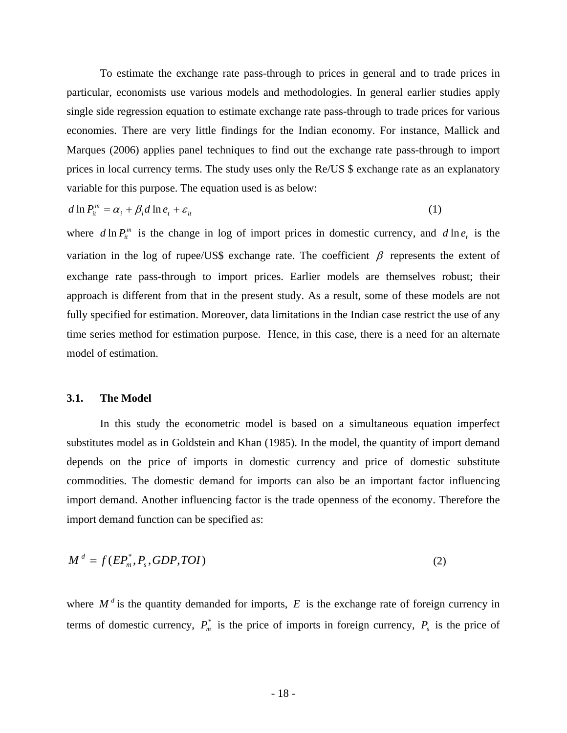To estimate the exchange rate pass-through to prices in general and to trade prices in particular, economists use various models and methodologies. In general earlier studies apply single side regression equation to estimate exchange rate pass-through to trade prices for various economies. There are very little findings for the Indian economy. For instance, Mallick and Marques (2006) applies panel techniques to find out the exchange rate pass-through to import prices in local currency terms. The study uses only the Re/US $ exchange rate as an explanatory variable for this purpose. The equation used is as below:

$$d \ln P_{it}^{m} = \alpha_i + \beta_i d \ln e_t + \varepsilon_{it} \tag{1}$$

where $d \ln P_{it}^{m}$ is the change in log of import prices in domestic currency, and $d \ln e_t$ is the variation in the log of rupee/US$ exchange rate. The coefficient $\beta$ represents the extent of exchange rate pass-through to import prices. Earlier models are themselves robust; their approach is different from that in the present study. As a result, some of these models are not fully specified for estimation. Moreover, data limitations in the Indian case restrict the use of any time series method for estimation purpose. Hence, in this case, there is a need for an alternate model of estimation.

### 3.1. The Model

In this study the econometric model is based on a simultaneous equation imperfect substitutes model as in Goldstein and Khan (1985). In the model, the quantity of import demand depends on the price of imports in domestic currency and price of domestic substitute commodities. The domestic demand for imports can also be an important factor influencing import demand. Another influencing factor is the trade openness of the economy. Therefore the import demand function can be specified as:

$$M^{d} = f(EP_{m}^{*}, P_{s}, GDP, TOI) \tag{2}$$

where $M^{d}$ is the quantity demanded for imports, $E$ is the exchange rate of foreign currency in terms of domestic currency, $P_{m}^{*}$ is the price of imports in foreign currency, $P_{s}$ is the price of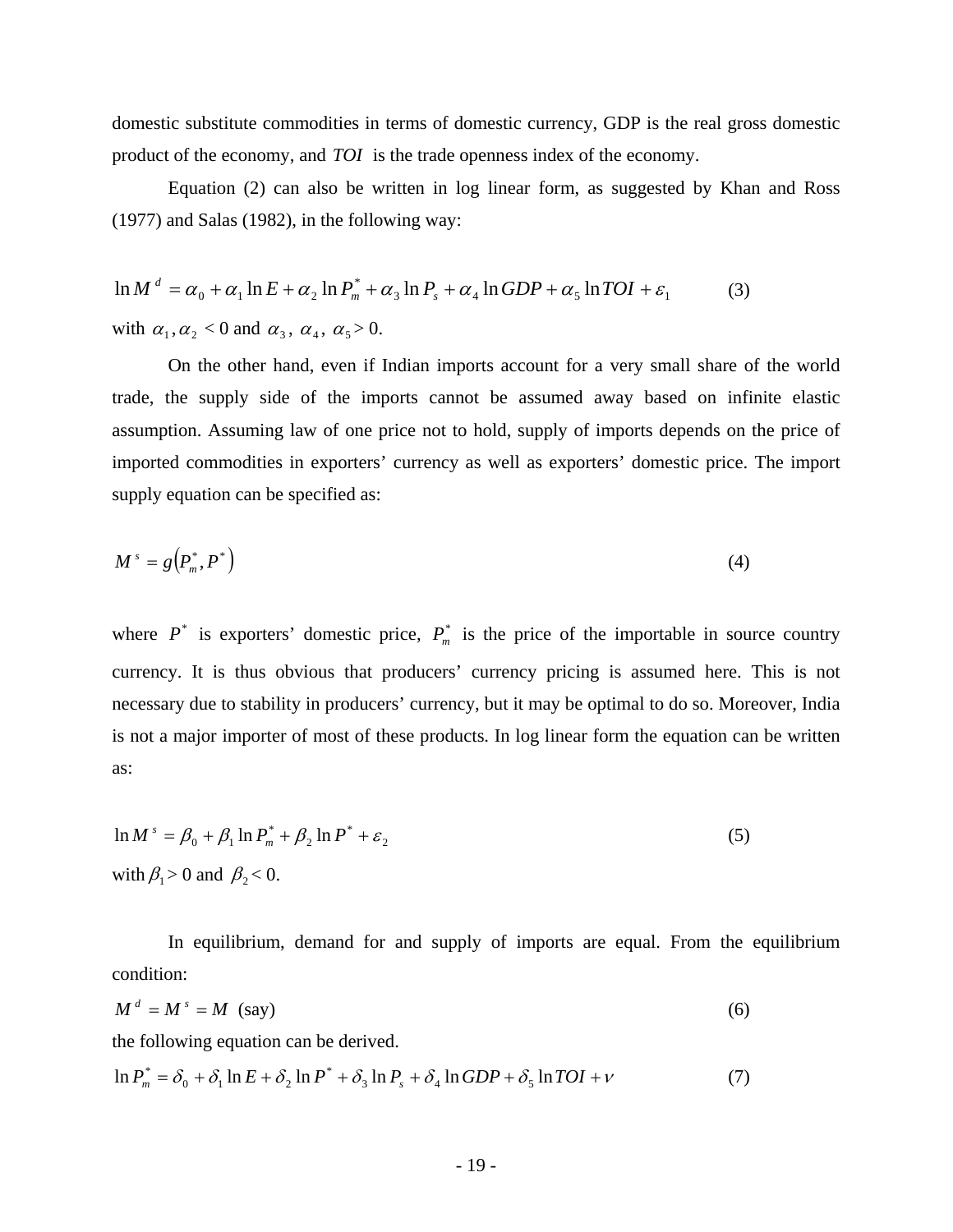domestic substitute commodities in terms of domestic currency, GDP is the real gross domestic product of the economy, and $TOI$ is the trade openness index of the economy.

Equation (2) can also be written in log linear form, as suggested by Khan and Ross (1977) and Salas (1982), in the following way:

$$\ln M^d = \alpha_0 + \alpha_1 \ln E + \alpha_2 \ln P_m^* + \alpha_3 \ln P_s + \alpha_4 \ln GDP + \alpha_5 \ln TOI + \varepsilon_1 \qquad (3)$$

with $\alpha_1, \alpha_2 < 0$ and $\alpha_3$, $\alpha_4$, $\alpha_5 > 0$.

On the other hand, even if Indian imports account for a very small share of the world trade, the supply side of the imports cannot be assumed away based on infinite elastic assumption. Assuming law of one price not to hold, supply of imports depends on the price of imported commodities in exporters' currency as well as exporters' domestic price. The import supply equation can be specified as:

$$M^s = g\left(P_m^*, P^*\right) \qquad (4)$$

where $P^*$ is exporters' domestic price, $P_m^*$ is the price of the importable in source country currency. It is thus obvious that producers' currency pricing is assumed here. This is not necessary due to stability in producers' currency, but it may be optimal to do so. Moreover, India is not a major importer of most of these products. In log linear form the equation can be written as:

$$\ln M^s = \beta_0 + \beta_1 \ln P_m^* + \beta_2 \ln P^* + \varepsilon_2 \qquad (5)$$

with $\beta_1 > 0$ and $\beta_2 < 0$.

In equilibrium, demand for and supply of imports are equal. From the equilibrium condition:

$$M^d = M^s = M \text{ (say)} \qquad (6)$$

the following equation can be derived.

$$\ln P_m^* = \delta_0 + \delta_1 \ln E + \delta_2 \ln P^* + \delta_3 \ln P_s + \delta_4 \ln GDP + \delta_5 \ln TOI + \nu \qquad (7)$$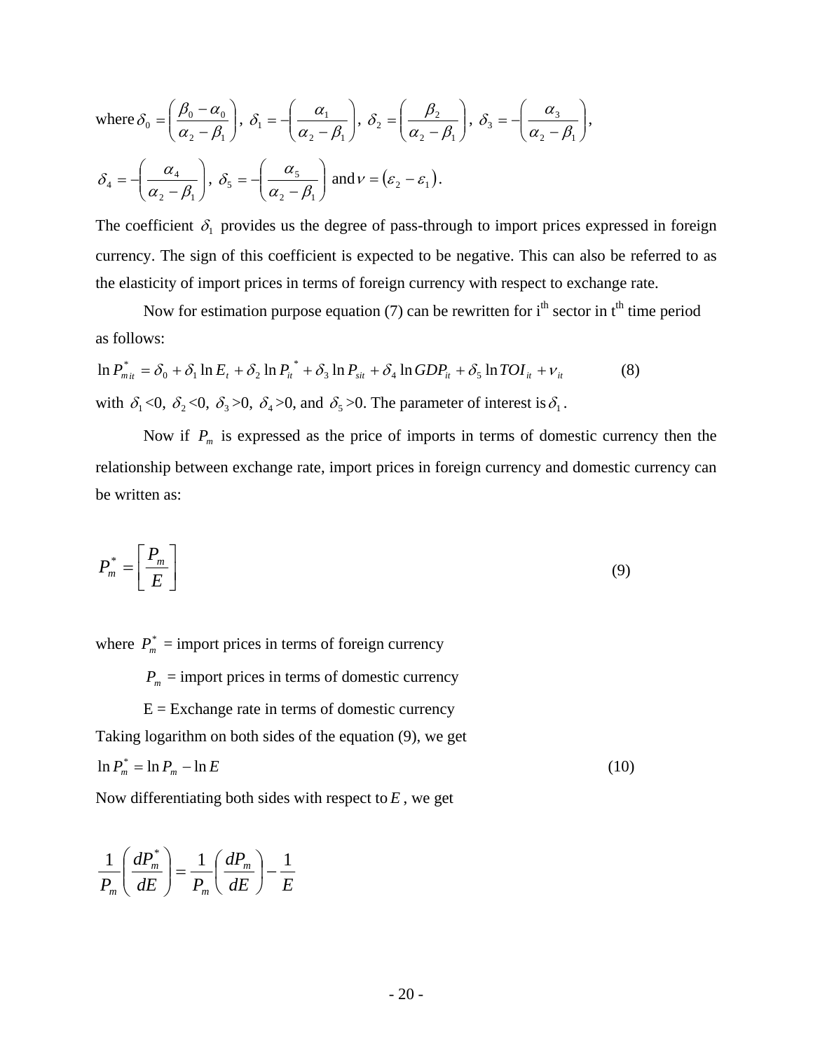where $\delta_0 = \left(\dfrac{\beta_0 - \alpha_0}{\alpha_2 - \beta_1}\right)$, $\delta_1 = -\left(\dfrac{\alpha_1}{\alpha_2 - \beta_1}\right)$, $\delta_2 = \left(\dfrac{\beta_2}{\alpha_2 - \beta_1}\right)$, $\delta_3 = -\left(\dfrac{\alpha_3}{\alpha_2 - \beta_1}\right)$,

$\delta_4 = -\left(\dfrac{\alpha_4}{\alpha_2 - \beta_1}\right)$, $\delta_5 = -\left(\dfrac{\alpha_5}{\alpha_2 - \beta_1}\right)$ and $\nu = (\varepsilon_2 - \varepsilon_1)$.

The coefficient $\delta_1$ provides us the degree of pass-through to import prices expressed in foreign currency. The sign of this coefficient is expected to be negative. This can also be referred to as the elasticity of import prices in terms of foreign currency with respect to exchange rate.

Now for estimation purpose equation (7) can be rewritten for i[th] sector in t[th] time period as follows:

$$\ln P^*_{mit} = \delta_0 + \delta_1 \ln E_t + \delta_2 \ln P_{it}^* + \delta_3 \ln P_{sit} + \delta_4 \ln GDP_{it} + \delta_5 \ln TOI_{it} + \nu_{it} \qquad (8)$$

with $\delta_1$<0, $\delta_2$<0, $\delta_3$>0, $\delta_4$>0, and $\delta_5$>0. The parameter of interest is $\delta_1$.

Now if $P_m$ is expressed as the price of imports in terms of domestic currency then the relationship between exchange rate, import prices in foreign currency and domestic currency can be written as:

$$P^*_m = \left[\frac{P_m}{E}\right] \qquad (9)$$

where $P^*_m$ = import prices in terms of foreign currency

$P_m$ = import prices in terms of domestic currency

E = Exchange rate in terms of domestic currency

Taking logarithm on both sides of the equation (9), we get

$$\ln P^*_m = \ln P_m - \ln E \qquad (10)$$

Now differentiating both sides with respect to $E$, we get

$$\frac{1}{P_m}\left(\frac{dP^*_m}{dE}\right) = \frac{1}{P_m}\left(\frac{dP_m}{dE}\right) - \frac{1}{E}$$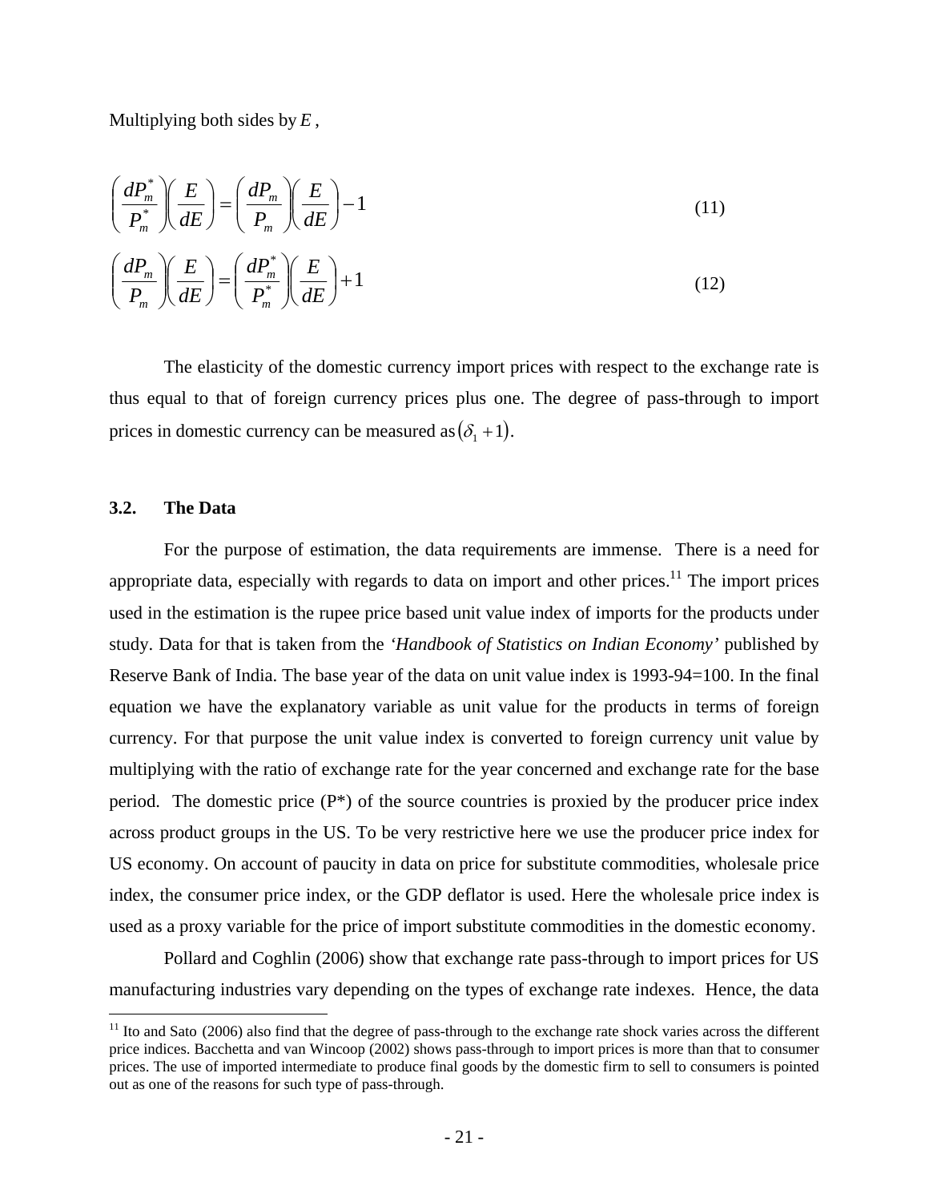Multiplying both sides by $E$,

$$\left(\frac{dP_m^*}{P_m^*}\right)\left(\frac{E}{dE}\right) = \left(\frac{dP_m}{P_m}\right)\left(\frac{E}{dE}\right) - 1 \tag{11}$$

$$\left(\frac{dP_m}{P_m}\right)\left(\frac{E}{dE}\right) = \left(\frac{dP_m^*}{P_m^*}\right)\left(\frac{E}{dE}\right) + 1 \tag{12}$$

The elasticity of the domestic currency import prices with respect to the exchange rate is thus equal to that of foreign currency prices plus one. The degree of pass-through to import prices in domestic currency can be measured as $(\delta_1 + 1)$.

### 3.2. The Data

For the purpose of estimation, the data requirements are immense. There is a need for appropriate data, especially with regards to data on import and other prices.[11] The import prices used in the estimation is the rupee price based unit value index of imports for the products under study. Data for that is taken from the *'Handbook of Statistics on Indian Economy'* published by Reserve Bank of India. The base year of the data on unit value index is 1993-94=100. In the final equation we have the explanatory variable as unit value for the products in terms of foreign currency. For that purpose the unit value index is converted to foreign currency unit value by multiplying with the ratio of exchange rate for the year concerned and exchange rate for the base period. The domestic price (P*) of the source countries is proxied by the producer price index across product groups in the US. To be very restrictive here we use the producer price index for US economy. On account of paucity in data on price for substitute commodities, wholesale price index, the consumer price index, or the GDP deflator is used. Here the wholesale price index is used as a proxy variable for the price of import substitute commodities in the domestic economy.

Pollard and Coghlin (2006) show that exchange rate pass-through to import prices for US manufacturing industries vary depending on the types of exchange rate indexes. Hence, the data

[11] Ito and Sato (2006) also find that the degree of pass-through to the exchange rate shock varies across the different price indices. Bacchetta and van Wincoop (2002) shows pass-through to import prices is more than that to consumer prices. The use of imported intermediate to produce final goods by the domestic firm to sell to consumers is pointed out as one of the reasons for such type of pass-through.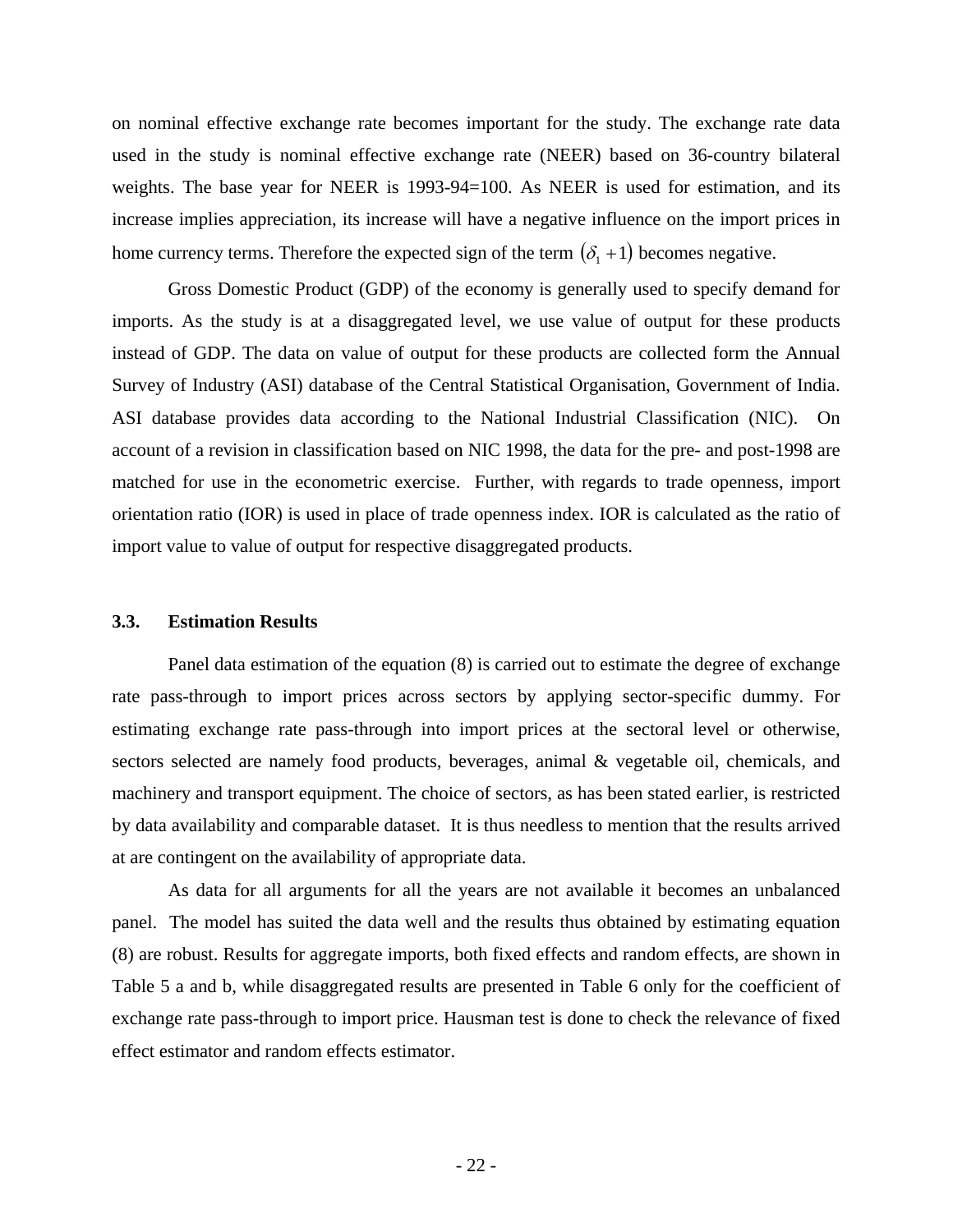on nominal effective exchange rate becomes important for the study. The exchange rate data used in the study is nominal effective exchange rate (NEER) based on 36-country bilateral weights. The base year for NEER is 1993-94=100. As NEER is used for estimation, and its increase implies appreciation, its increase will have a negative influence on the import prices in home currency terms. Therefore the expected sign of the term $(\delta_1 + 1)$ becomes negative.

Gross Domestic Product (GDP) of the economy is generally used to specify demand for imports. As the study is at a disaggregated level, we use value of output for these products instead of GDP. The data on value of output for these products are collected form the Annual Survey of Industry (ASI) database of the Central Statistical Organisation, Government of India. ASI database provides data according to the National Industrial Classification (NIC). On account of a revision in classification based on NIC 1998, the data for the pre- and post-1998 are matched for use in the econometric exercise. Further, with regards to trade openness, import orientation ratio (IOR) is used in place of trade openness index. IOR is calculated as the ratio of import value to value of output for respective disaggregated products.

### 3.3. Estimation Results

Panel data estimation of the equation (8) is carried out to estimate the degree of exchange rate pass-through to import prices across sectors by applying sector-specific dummy. For estimating exchange rate pass-through into import prices at the sectoral level or otherwise, sectors selected are namely food products, beverages, animal & vegetable oil, chemicals, and machinery and transport equipment. The choice of sectors, as has been stated earlier, is restricted by data availability and comparable dataset. It is thus needless to mention that the results arrived at are contingent on the availability of appropriate data.

As data for all arguments for all the years are not available it becomes an unbalanced panel. The model has suited the data well and the results thus obtained by estimating equation (8) are robust. Results for aggregate imports, both fixed effects and random effects, are shown in Table 5 a and b, while disaggregated results are presented in Table 6 only for the coefficient of exchange rate pass-through to import price. Hausman test is done to check the relevance of fixed effect estimator and random effects estimator.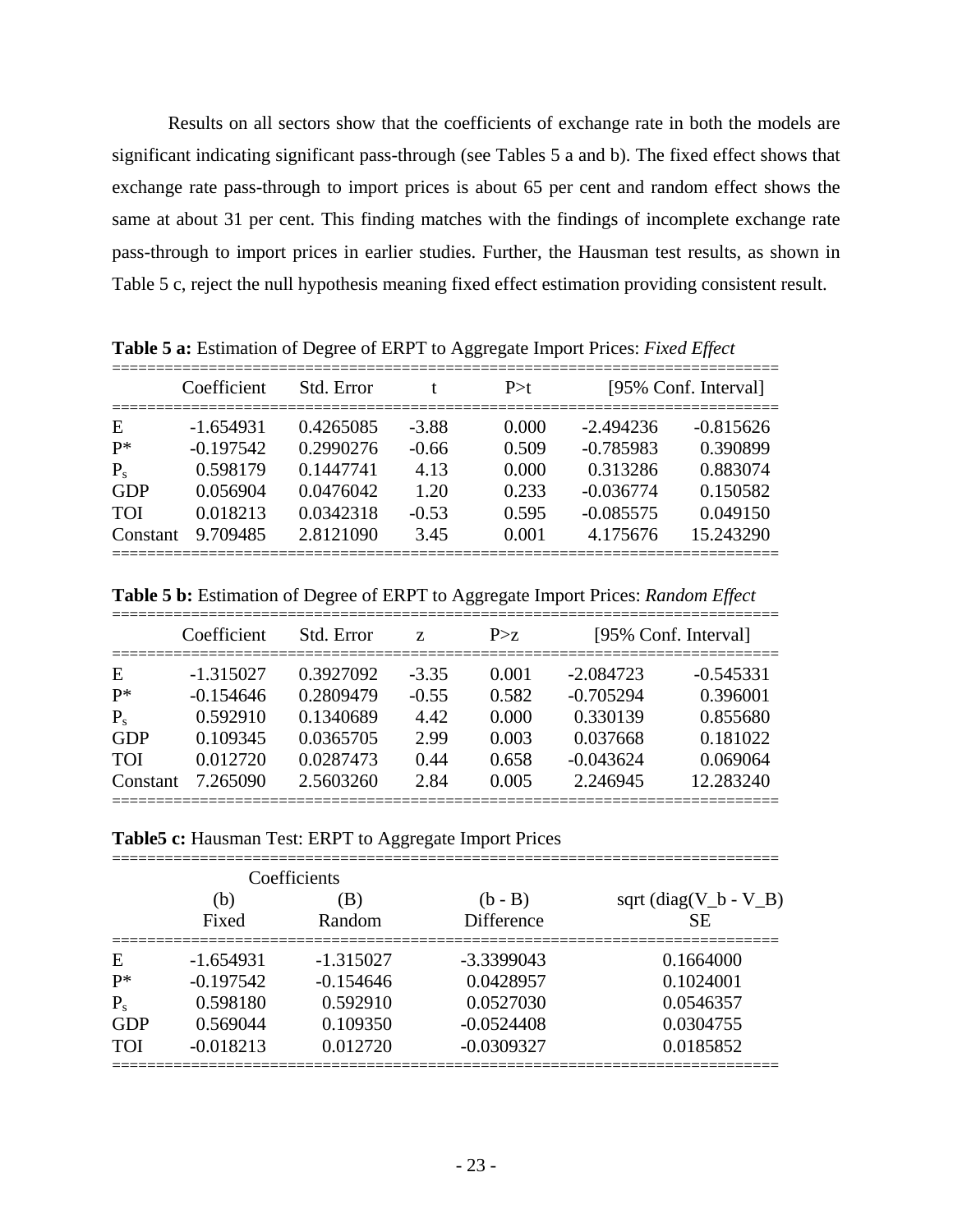Results on all sectors show that the coefficients of exchange rate in both the models are significant indicating significant pass-through (see Tables 5 a and b). The fixed effect shows that exchange rate pass-through to import prices is about 65 per cent and random effect shows the same at about 31 per cent. This finding matches with the findings of incomplete exchange rate pass-through to import prices in earlier studies. Further, the Hausman test results, as shown in Table 5 c, reject the null hypothesis meaning fixed effect estimation providing consistent result.

**Table 5 a:** Estimation of Degree of ERPT to Aggregate Import Prices: *Fixed Effect*

| | Coefficient | Std. Error | t | P>t | [95% Conf. Interval] | |
|---|---|---|---|---|---|---|
| E | -1.654931 | 0.4265085 | -3.88 | 0.000 | -2.494236 | -0.815626 |
| P* | -0.197542 | 0.2990276 | -0.66 | 0.509 | -0.785983 | 0.390899 |
| $P_s$ | 0.598179 | 0.1447741 | 4.13 | 0.000 | 0.313286 | 0.883074 |
| GDP | 0.056904 | 0.0476042 | 1.20 | 0.233 | -0.036774 | 0.150582 |
| TOI | 0.018213 | 0.0342318 | -0.53 | 0.595 | -0.085575 | 0.049150 |
| Constant | 9.709485 | 2.8121090 | 3.45 | 0.001 | 4.175676 | 15.243290 |

**Table 5 b:** Estimation of Degree of ERPT to Aggregate Import Prices: *Random Effect*

| | Coefficient | Std. Error | z | P>z | [95% Conf. Interval] | |
|---|---|---|---|---|---|---|
| E | -1.315027 | 0.3927092 | -3.35 | 0.001 | -2.084723 | -0.545331 |
| P* | -0.154646 | 0.2809479 | -0.55 | 0.582 | -0.705294 | 0.396001 |
| $P_s$ | 0.592910 | 0.1340689 | 4.42 | 0.000 | 0.330139 | 0.855680 |
| GDP | 0.109345 | 0.0365705 | 2.99 | 0.003 | 0.037668 | 0.181022 |
| TOI | 0.012720 | 0.0287473 | 0.44 | 0.658 | -0.043624 | 0.069064 |
| Constant | 7.265090 | 2.5603260 | 2.84 | 0.005 | 2.246945 | 12.283240 |

**Table5 c:** Hausman Test: ERPT to Aggregate Import Prices

| | Coefficients | | | |
|---|---|---|---|---|
| | (b) Fixed | (B) Random | (b - B) Difference | sqrt (diag(V_b - V_B) SE |
| E | -1.654931 | -1.315027 | -3.3399043 | 0.1664000 |
| P* | -0.197542 | -0.154646 | 0.0428957 | 0.1024001 |
| $P_s$ | 0.598180 | 0.592910 | 0.0527030 | 0.0546357 |
| GDP | 0.569044 | 0.109350 | -0.0524408 | 0.0304755 |
| TOI | -0.018213 | 0.012720 | -0.0309327 | 0.0185852 |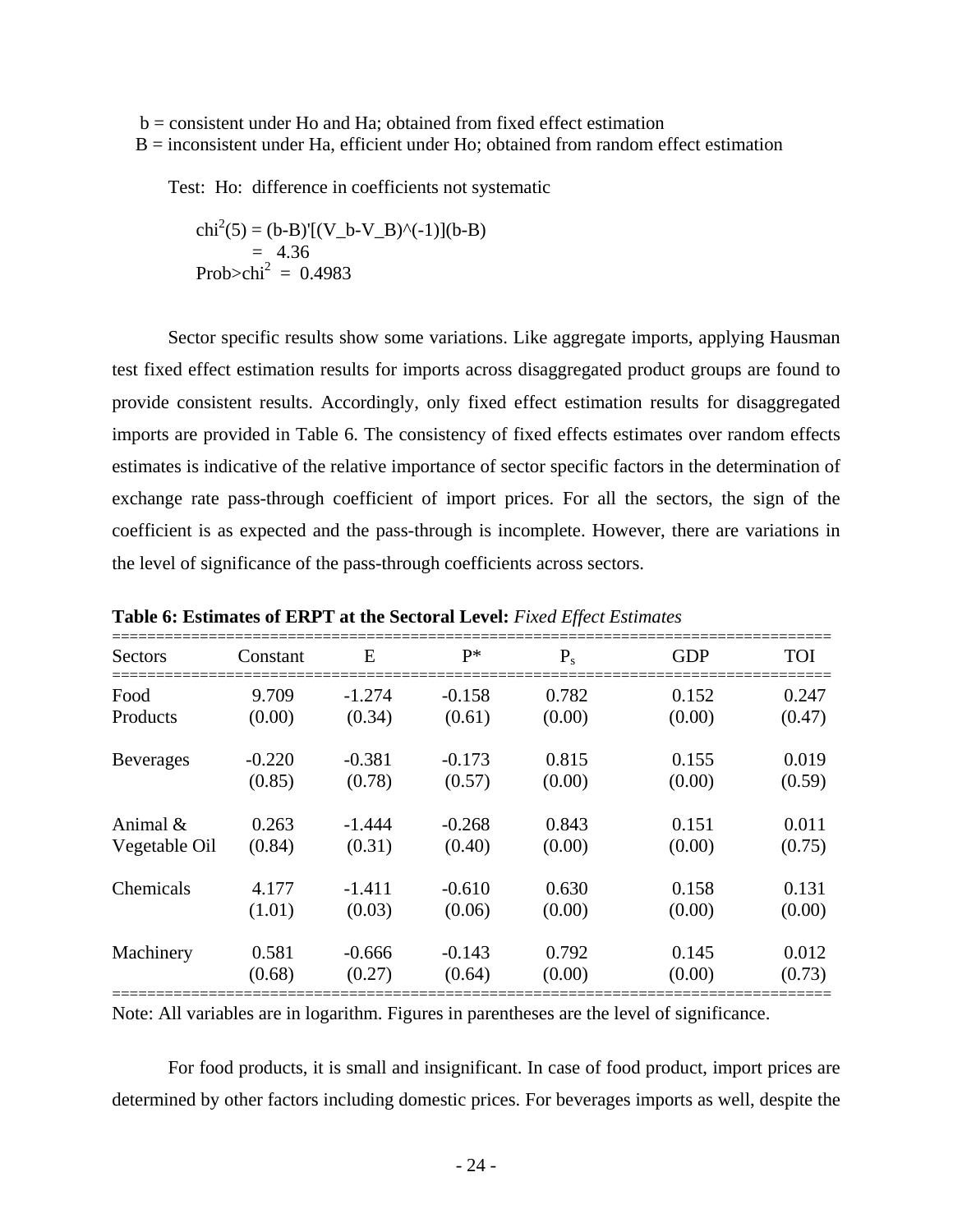b = consistent under Ho and Ha; obtained from fixed effect estimation
B = inconsistent under Ha, efficient under Ho; obtained from random effect estimation

Test: Ho: difference in coefficients not systematic

$chi^2(5)$ = (b-B)'[(V_b-V_B)^(-1)](b-B)
= 4.36
Prob>$chi^2$ = 0.4983

Sector specific results show some variations. Like aggregate imports, applying Hausman test fixed effect estimation results for imports across disaggregated product groups are found to provide consistent results. Accordingly, only fixed effect estimation results for disaggregated imports are provided in Table 6. The consistency of fixed effects estimates over random effects estimates is indicative of the relative importance of sector specific factors in the determination of exchange rate pass-through coefficient of import prices. For all the sectors, the sign of the coefficient is as expected and the pass-through is incomplete. However, there are variations in the level of significance of the pass-through coefficients across sectors.

**Table 6: Estimates of ERPT at the Sectoral Level:** *Fixed Effect Estimates*

| Sectors | Constant | E | P* | $P_s$ | GDP | TOI |
|---|---|---|---|---|---|---|
| Food Products | 9.709<br>(0.00) | -1.274<br>(0.34) | -0.158<br>(0.61) | 0.782<br>(0.00) | 0.152<br>(0.00) | 0.247<br>(0.47) |
| Beverages | -0.220<br>(0.85) | -0.381<br>(0.78) | -0.173<br>(0.57) | 0.815<br>(0.00) | 0.155<br>(0.00) | 0.019<br>(0.59) |
| Animal & Vegetable Oil | 0.263<br>(0.84) | -1.444<br>(0.31) | -0.268<br>(0.40) | 0.843<br>(0.00) | 0.151<br>(0.00) | 0.011<br>(0.75) |
| Chemicals | 4.177<br>(1.01) | -1.411<br>(0.03) | -0.610<br>(0.06) | 0.630<br>(0.00) | 0.158<br>(0.00) | 0.131<br>(0.00) |
| Machinery | 0.581<br>(0.68) | -0.666<br>(0.27) | -0.143<br>(0.64) | 0.792<br>(0.00) | 0.145<br>(0.00) | 0.012<br>(0.73) |

Note: All variables are in logarithm. Figures in parentheses are the level of significance.

For food products, it is small and insignificant. In case of food product, import prices are determined by other factors including domestic prices. For beverages imports as well, despite the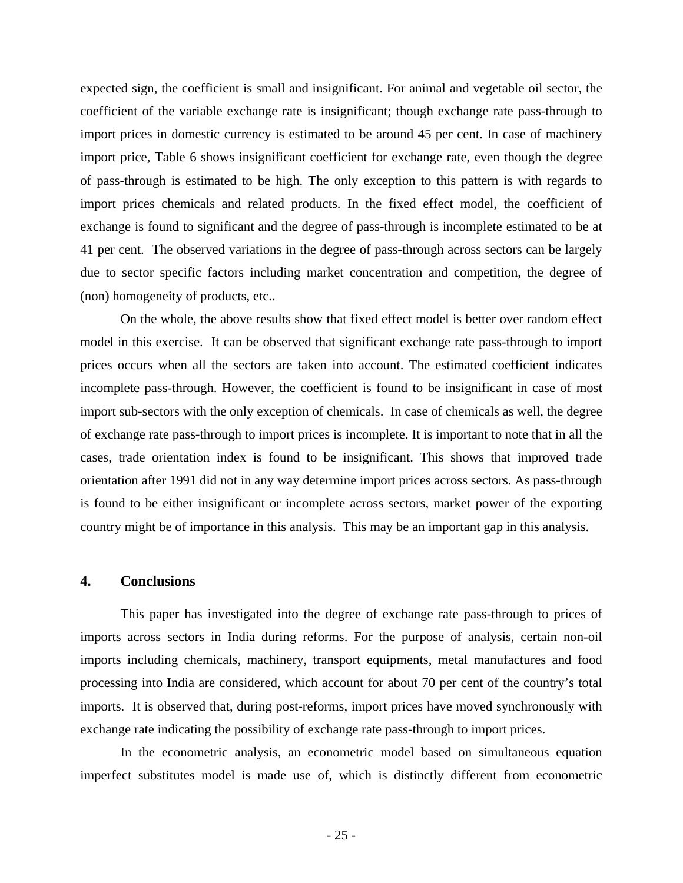expected sign, the coefficient is small and insignificant. For animal and vegetable oil sector, the coefficient of the variable exchange rate is insignificant; though exchange rate pass-through to import prices in domestic currency is estimated to be around 45 per cent. In case of machinery import price, Table 6 shows insignificant coefficient for exchange rate, even though the degree of pass-through is estimated to be high. The only exception to this pattern is with regards to import prices chemicals and related products. In the fixed effect model, the coefficient of exchange is found to significant and the degree of pass-through is incomplete estimated to be at 41 per cent. The observed variations in the degree of pass-through across sectors can be largely due to sector specific factors including market concentration and competition, the degree of (non) homogeneity of products, etc..

On the whole, the above results show that fixed effect model is better over random effect model in this exercise. It can be observed that significant exchange rate pass-through to import prices occurs when all the sectors are taken into account. The estimated coefficient indicates incomplete pass-through. However, the coefficient is found to be insignificant in case of most import sub-sectors with the only exception of chemicals. In case of chemicals as well, the degree of exchange rate pass-through to import prices is incomplete. It is important to note that in all the cases, trade orientation index is found to be insignificant. This shows that improved trade orientation after 1991 did not in any way determine import prices across sectors. As pass-through is found to be either insignificant or incomplete across sectors, market power of the exporting country might be of importance in this analysis. This may be an important gap in this analysis.

## 4. Conclusions

This paper has investigated into the degree of exchange rate pass-through to prices of imports across sectors in India during reforms. For the purpose of analysis, certain non-oil imports including chemicals, machinery, transport equipments, metal manufactures and food processing into India are considered, which account for about 70 per cent of the country's total imports. It is observed that, during post-reforms, import prices have moved synchronously with exchange rate indicating the possibility of exchange rate pass-through to import prices.

In the econometric analysis, an econometric model based on simultaneous equation imperfect substitutes model is made use of, which is distinctly different from econometric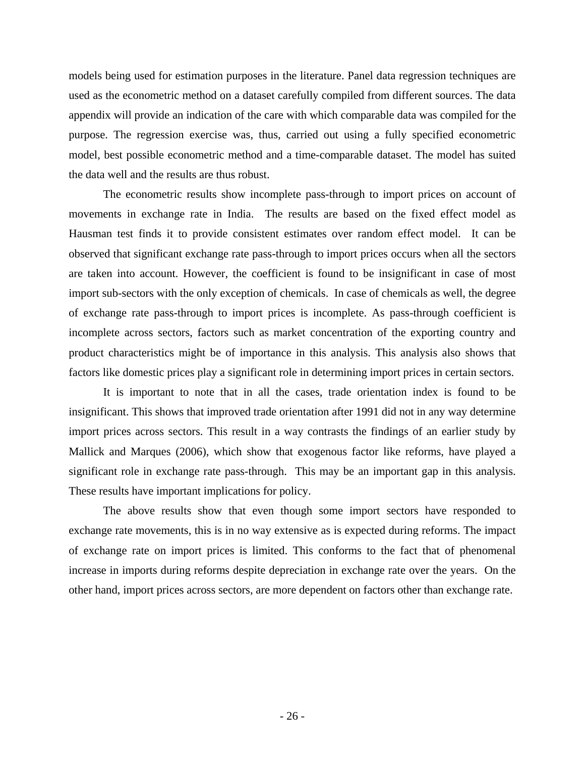models being used for estimation purposes in the literature. Panel data regression techniques are used as the econometric method on a dataset carefully compiled from different sources. The data appendix will provide an indication of the care with which comparable data was compiled for the purpose. The regression exercise was, thus, carried out using a fully specified econometric model, best possible econometric method and a time-comparable dataset. The model has suited the data well and the results are thus robust.

The econometric results show incomplete pass-through to import prices on account of movements in exchange rate in India. The results are based on the fixed effect model as Hausman test finds it to provide consistent estimates over random effect model. It can be observed that significant exchange rate pass-through to import prices occurs when all the sectors are taken into account. However, the coefficient is found to be insignificant in case of most import sub-sectors with the only exception of chemicals. In case of chemicals as well, the degree of exchange rate pass-through to import prices is incomplete. As pass-through coefficient is incomplete across sectors, factors such as market concentration of the exporting country and product characteristics might be of importance in this analysis. This analysis also shows that factors like domestic prices play a significant role in determining import prices in certain sectors.

It is important to note that in all the cases, trade orientation index is found to be insignificant. This shows that improved trade orientation after 1991 did not in any way determine import prices across sectors. This result in a way contrasts the findings of an earlier study by Mallick and Marques (2006), which show that exogenous factor like reforms, have played a significant role in exchange rate pass-through. This may be an important gap in this analysis. These results have important implications for policy.

The above results show that even though some import sectors have responded to exchange rate movements, this is in no way extensive as is expected during reforms. The impact of exchange rate on import prices is limited. This conforms to the fact that of phenomenal increase in imports during reforms despite depreciation in exchange rate over the years. On the other hand, import prices across sectors, are more dependent on factors other than exchange rate.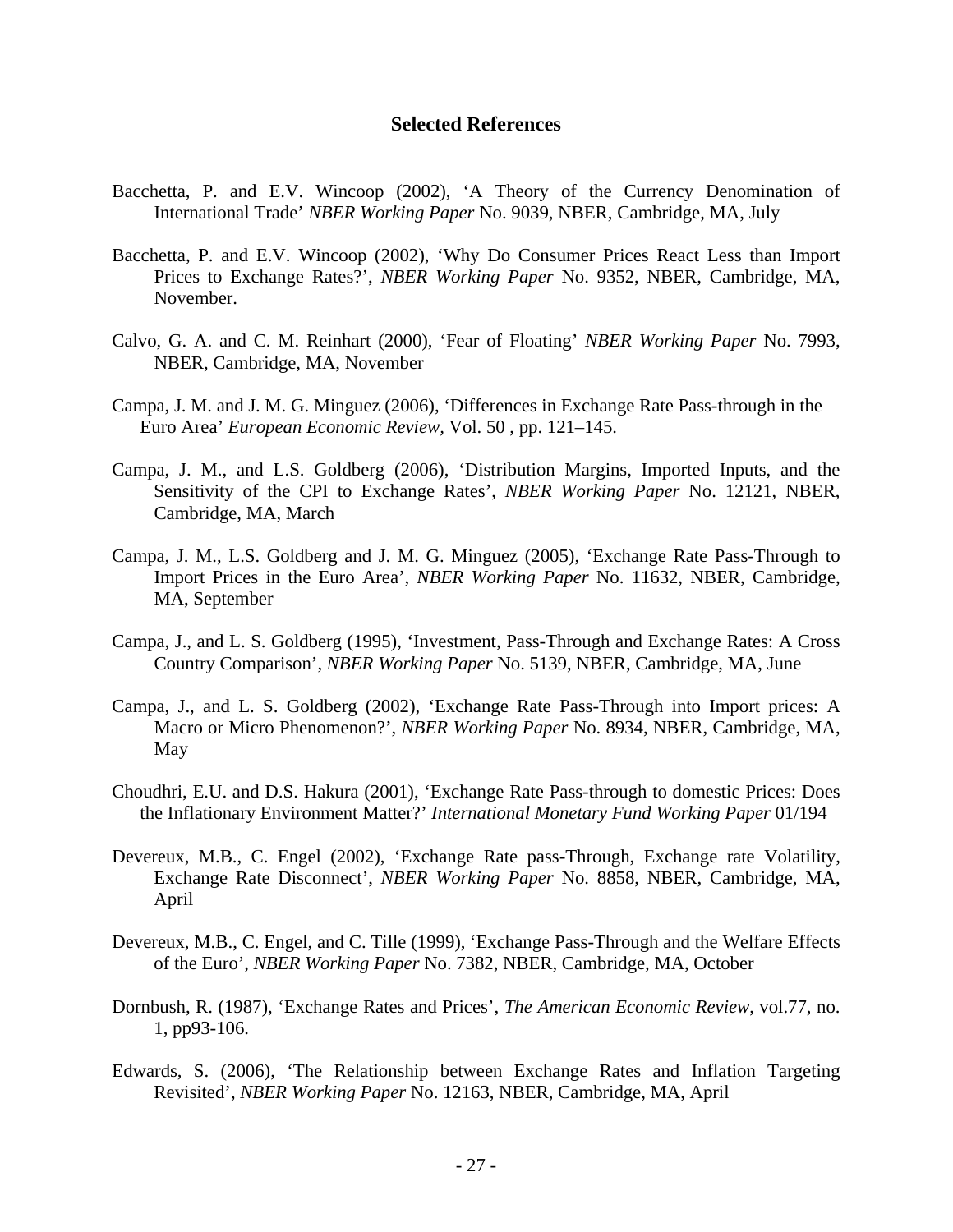## Selected References

Bacchetta, P. and E.V. Wincoop (2002), 'A Theory of the Currency Denomination of International Trade' *NBER Working Paper* No. 9039, NBER, Cambridge, MA, July

Bacchetta, P. and E.V. Wincoop (2002), 'Why Do Consumer Prices React Less than Import Prices to Exchange Rates?', *NBER Working Paper* No. 9352, NBER, Cambridge, MA, November.

Calvo, G. A. and C. M. Reinhart (2000), 'Fear of Floating' *NBER Working Paper* No. 7993, NBER, Cambridge, MA, November

Campa, J. M. and J. M. G. Minguez (2006), 'Differences in Exchange Rate Pass-through in the Euro Area' *European Economic Review*, Vol. 50 , pp. 121–145.

Campa, J. M., and L.S. Goldberg (2006), 'Distribution Margins, Imported Inputs, and the Sensitivity of the CPI to Exchange Rates', *NBER Working Paper* No. 12121, NBER, Cambridge, MA, March

Campa, J. M., L.S. Goldberg and J. M. G. Minguez (2005), 'Exchange Rate Pass-Through to Import Prices in the Euro Area', *NBER Working Paper* No. 11632, NBER, Cambridge, MA, September

Campa, J., and L. S. Goldberg (1995), 'Investment, Pass-Through and Exchange Rates: A Cross Country Comparison', *NBER Working Paper* No. 5139, NBER, Cambridge, MA, June

Campa, J., and L. S. Goldberg (2002), 'Exchange Rate Pass-Through into Import prices: A Macro or Micro Phenomenon?', *NBER Working Paper* No. 8934, NBER, Cambridge, MA, May

Choudhri, E.U. and D.S. Hakura (2001), 'Exchange Rate Pass-through to domestic Prices: Does the Inflationary Environment Matter?' *International Monetary Fund Working Paper* 01/194

Devereux, M.B., C. Engel (2002), 'Exchange Rate pass-Through, Exchange rate Volatility, Exchange Rate Disconnect', *NBER Working Paper* No. 8858, NBER, Cambridge, MA, April

Devereux, M.B., C. Engel, and C. Tille (1999), 'Exchange Pass-Through and the Welfare Effects of the Euro', *NBER Working Paper* No. 7382, NBER, Cambridge, MA, October

Dornbush, R. (1987), 'Exchange Rates and Prices', *The American Economic Review*, vol.77, no. 1, pp93-106.

Edwards, S. (2006), 'The Relationship between Exchange Rates and Inflation Targeting Revisited', *NBER Working Paper* No. 12163, NBER, Cambridge, MA, April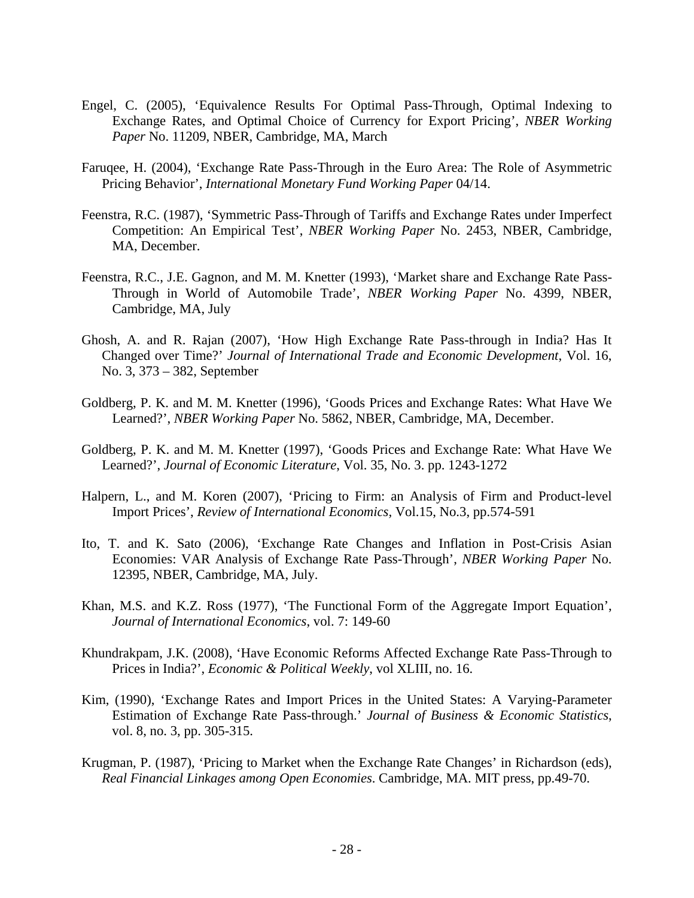Engel, C. (2005), 'Equivalence Results For Optimal Pass-Through, Optimal Indexing to Exchange Rates, and Optimal Choice of Currency for Export Pricing', *NBER Working Paper* No. 11209, NBER, Cambridge, MA, March

Faruqee, H. (2004), 'Exchange Rate Pass-Through in the Euro Area: The Role of Asymmetric Pricing Behavior', *International Monetary Fund Working Paper* 04/14.

Feenstra, R.C. (1987), 'Symmetric Pass-Through of Tariffs and Exchange Rates under Imperfect Competition: An Empirical Test', *NBER Working Paper* No. 2453, NBER, Cambridge, MA, December.

Feenstra, R.C., J.E. Gagnon, and M. M. Knetter (1993), 'Market share and Exchange Rate Pass-Through in World of Automobile Trade', *NBER Working Paper* No. 4399, NBER, Cambridge, MA, July

Ghosh, A. and R. Rajan (2007), 'How High Exchange Rate Pass-through in India? Has It Changed over Time?' *Journal of International Trade and Economic Development*, Vol. 16, No. 3, 373 – 382, September

Goldberg, P. K. and M. M. Knetter (1996), 'Goods Prices and Exchange Rates: What Have We Learned?', *NBER Working Paper* No. 5862, NBER, Cambridge, MA, December.

Goldberg, P. K. and M. M. Knetter (1997), 'Goods Prices and Exchange Rate: What Have We Learned?', *Journal of Economic Literature*, Vol. 35, No. 3. pp. 1243-1272

Halpern, L., and M. Koren (2007), 'Pricing to Firm: an Analysis of Firm and Product-level Import Prices', *Review of International Economics*, Vol.15, No.3, pp.574-591

Ito, T. and K. Sato (2006), 'Exchange Rate Changes and Inflation in Post-Crisis Asian Economies: VAR Analysis of Exchange Rate Pass-Through', *NBER Working Paper* No. 12395, NBER, Cambridge, MA, July.

Khan, M.S. and K.Z. Ross (1977), 'The Functional Form of the Aggregate Import Equation', *Journal of International Economics*, vol. 7: 149-60

Khundrakpam, J.K. (2008), 'Have Economic Reforms Affected Exchange Rate Pass-Through to Prices in India?', *Economic & Political Weekly*, vol XLIII, no. 16.

Kim, (1990), 'Exchange Rates and Import Prices in the United States: A Varying-Parameter Estimation of Exchange Rate Pass-through.' *Journal of Business & Economic Statistics*, vol. 8, no. 3, pp. 305-315.

Krugman, P. (1987), 'Pricing to Market when the Exchange Rate Changes' in Richardson (eds), *Real Financial Linkages among Open Economies*. Cambridge, MA. MIT press, pp.49-70.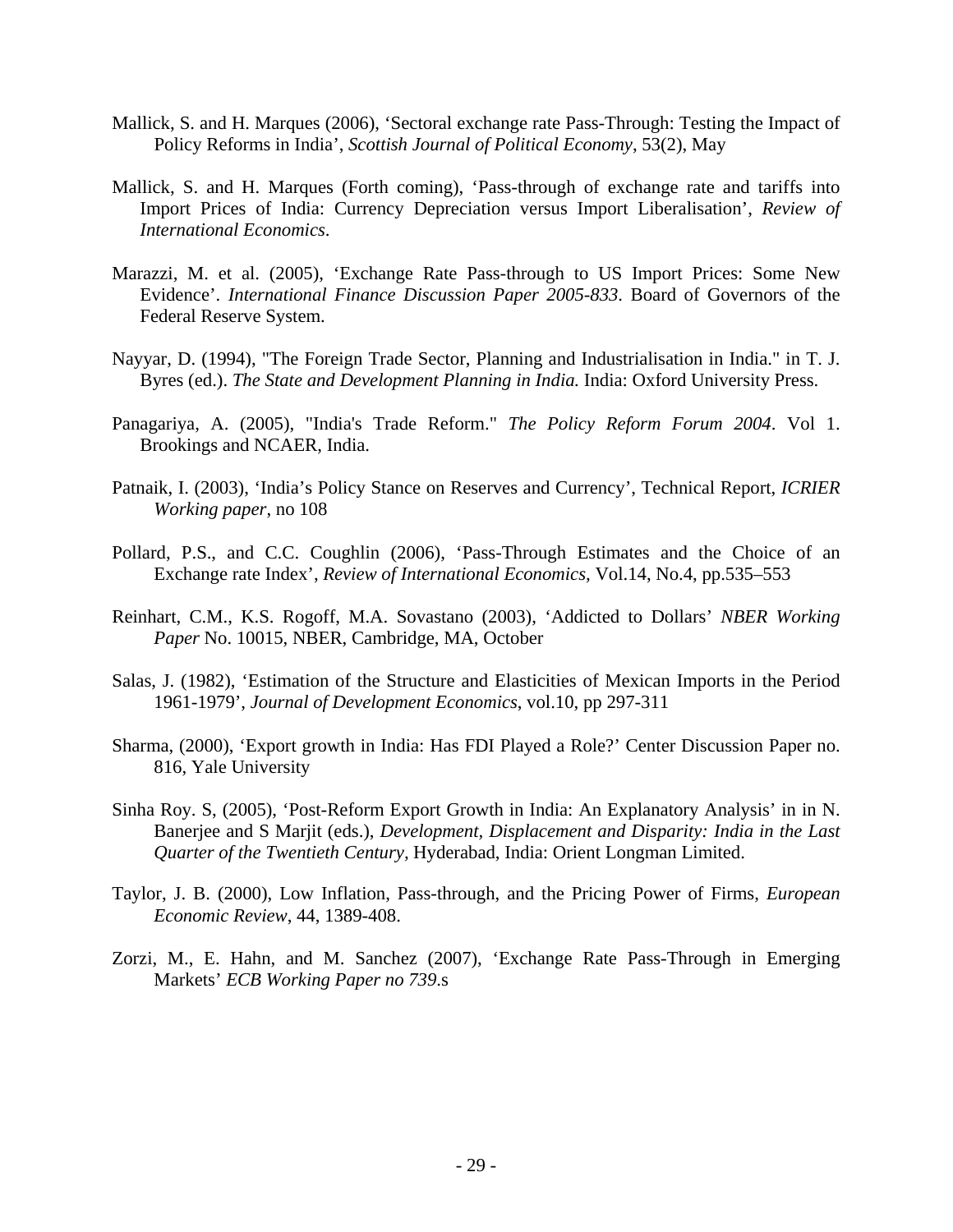Mallick, S. and H. Marques (2006), 'Sectoral exchange rate Pass-Through: Testing the Impact of Policy Reforms in India', *Scottish Journal of Political Economy*, 53(2), May

Mallick, S. and H. Marques (Forth coming), 'Pass-through of exchange rate and tariffs into Import Prices of India: Currency Depreciation versus Import Liberalisation', *Review of International Economics*.

Marazzi, M. et al. (2005), 'Exchange Rate Pass-through to US Import Prices: Some New Evidence'. *International Finance Discussion Paper 2005-833*. Board of Governors of the Federal Reserve System.

Nayyar, D. (1994), "The Foreign Trade Sector, Planning and Industrialisation in India." in T. J. Byres (ed.). *The State and Development Planning in India.* India: Oxford University Press.

Panagariya, A. (2005), "India's Trade Reform." *The Policy Reform Forum 2004*. Vol 1. Brookings and NCAER, India.

Patnaik, I. (2003), 'India's Policy Stance on Reserves and Currency', Technical Report, *ICRIER Working paper*, no 108

Pollard, P.S., and C.C. Coughlin (2006), 'Pass-Through Estimates and the Choice of an Exchange rate Index', *Review of International Economics,* Vol.14, No.4, pp.535–553

Reinhart, C.M., K.S. Rogoff, M.A. Sovastano (2003), 'Addicted to Dollars' *NBER Working Paper* No. 10015, NBER, Cambridge, MA, October

Salas, J. (1982), 'Estimation of the Structure and Elasticities of Mexican Imports in the Period 1961-1979', *Journal of Development Economics*, vol.10, pp 297-311

Sharma, (2000), 'Export growth in India: Has FDI Played a Role?' Center Discussion Paper no. 816, Yale University

Sinha Roy. S, (2005), 'Post-Reform Export Growth in India: An Explanatory Analysis' in in N. Banerjee and S Marjit (eds.), *Development, Displacement and Disparity: India in the Last Quarter of the Twentieth Century,* Hyderabad, India: Orient Longman Limited.

Taylor, J. B. (2000), Low Inflation, Pass-through, and the Pricing Power of Firms, *European Economic Review*, 44, 1389-408.

Zorzi, M., E. Hahn, and M. Sanchez (2007), 'Exchange Rate Pass-Through in Emerging Markets' *ECB Working Paper no 739*.s